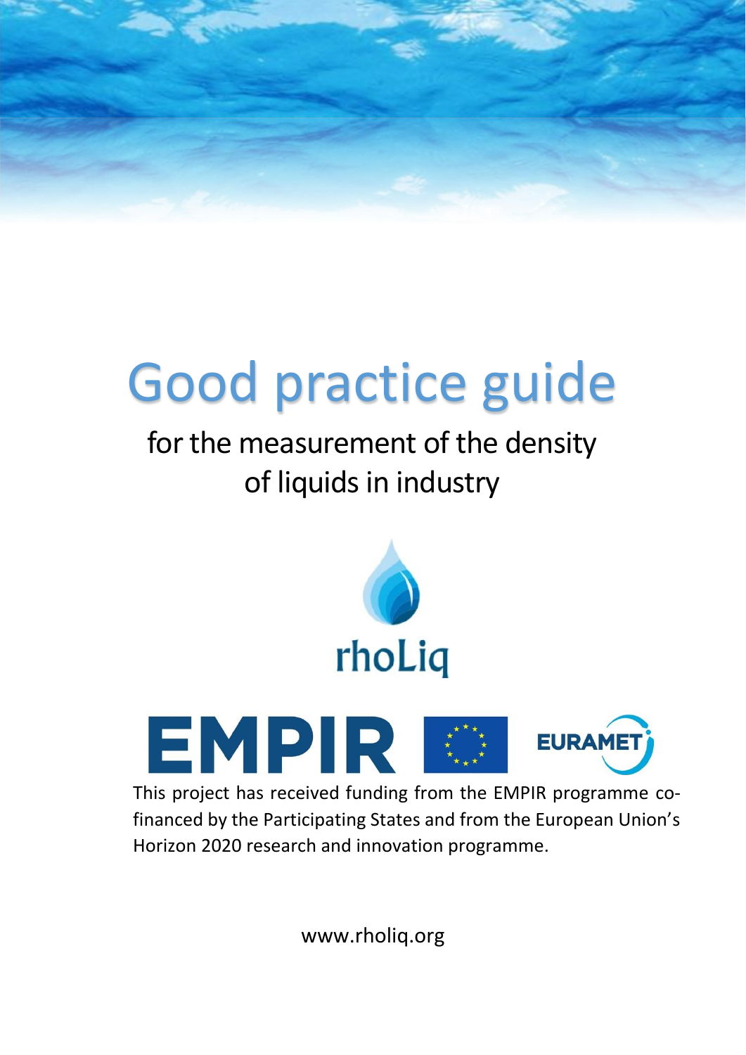# Good practice guide

## for the measurement of the density of liquids in industry

rhoLiq

EMPIR EURAMET

This project has received funding from the EMPIR programme co-financed by the Participating States and from the European Union's Horizon 2020 research and innovation programme.

www.rholiq.org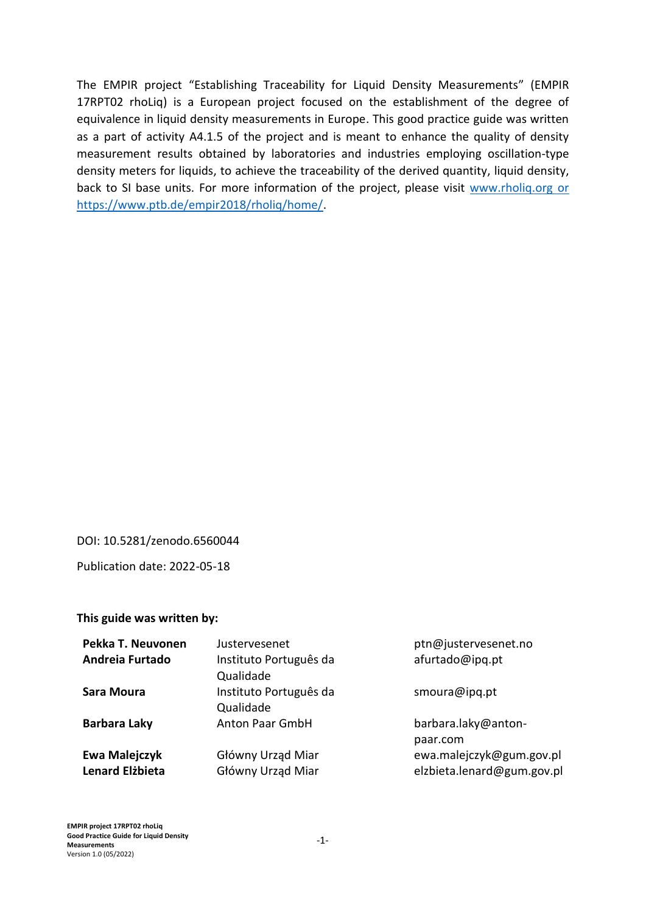The EMPIR project "Establishing Traceability for Liquid Density Measurements" (EMPIR 17RPT02 rhoLiq) is a European project focused on the establishment of the degree of equivalence in liquid density measurements in Europe. This good practice guide was written as a part of activity A4.1.5 of the project and is meant to enhance the quality of density measurement results obtained by laboratories and industries employing oscillation-type density meters for liquids, to achieve the traceability of the derived quantity, liquid density, back to SI base units. For more information of the project, please visit www.rholiq.org or https://www.ptb.de/empir2018/rholiq/home/.

DOI: 10.5281/zenodo.6560044

Publication date: 2022-05-18

**This guide was written by:**

| | | |
|---|---|---|
| **Pekka T. Neuvonen** | Justervesenet | ptn@justervesenet.no |
| **Andreia Furtado** | Instituto Português da Qualidade | afurtado@ipq.pt |
| **Sara Moura** | Instituto Português da Qualidade | smoura@ipq.pt |
| **Barbara Laky** | Anton Paar GmbH | barbara.laky@anton-paar.com |
| **Ewa Malejczyk** | Główny Urząd Miar | ewa.malejczyk@gum.gov.pl |
| **Lenard Elżbieta** | Główny Urząd Miar | elzbieta.lenard@gum.gov.pl |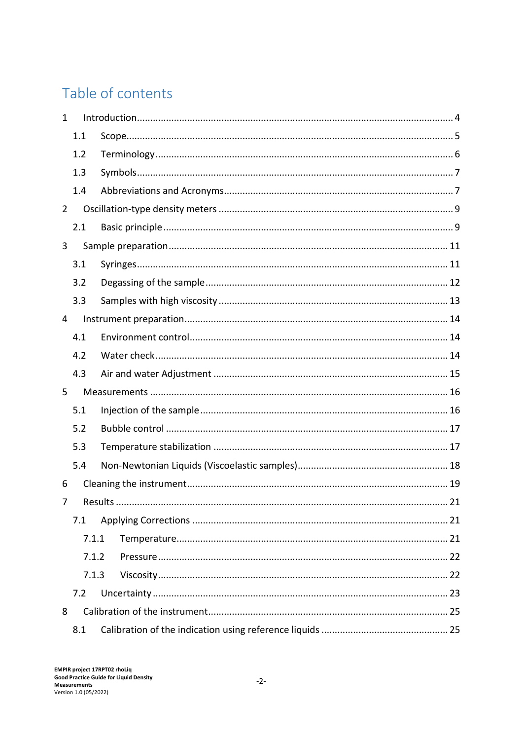# Table of contents

- 1 Introduction ..... 4
  - 1.1 Scope ..... 5
  - 1.2 Terminology ..... 6
  - 1.3 Symbols ..... 7
  - 1.4 Abbreviations and Acronyms ..... 7
- 2 Oscillation-type density meters ..... 9
  - 2.1 Basic principle ..... 9
- 3 Sample preparation ..... 11
  - 3.1 Syringes ..... 11
  - 3.2 Degassing of the sample ..... 12
  - 3.3 Samples with high viscosity ..... 13
- 4 Instrument preparation ..... 14
  - 4.1 Environment control ..... 14
  - 4.2 Water check ..... 14
  - 4.3 Air and water Adjustment ..... 15
- 5 Measurements ..... 16
  - 5.1 Injection of the sample ..... 16
  - 5.2 Bubble control ..... 17
  - 5.3 Temperature stabilization ..... 17
  - 5.4 Non-Newtonian Liquids (Viscoelastic samples) ..... 18
- 6 Cleaning the instrument ..... 19
- 7 Results ..... 21
  - 7.1 Applying Corrections ..... 21
    - 7.1.1 Temperature ..... 21
    - 7.1.2 Pressure ..... 22
    - 7.1.3 Viscosity ..... 22
  - 7.2 Uncertainty ..... 23
- 8 Calibration of the instrument ..... 25
  - 8.1 Calibration of the indication using reference liquids ..... 25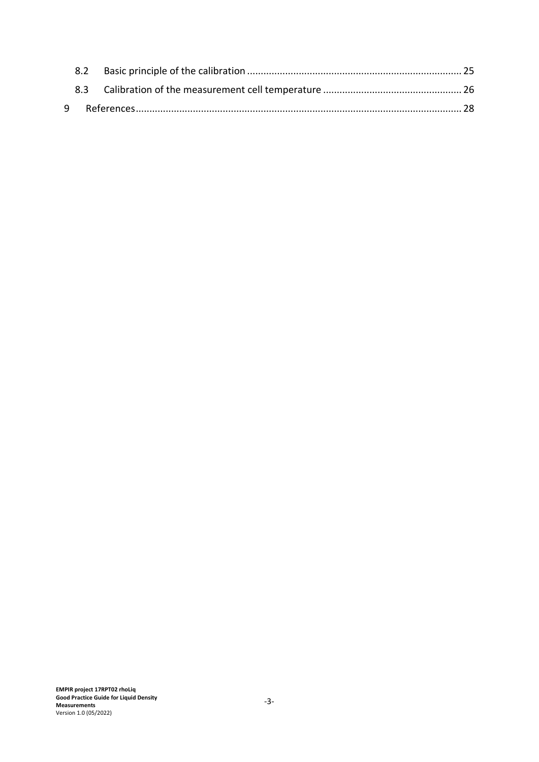8.2 Basic principle of the calibration ... 25

8.3 Calibration of the measurement cell temperature ... 26

9 References ... 28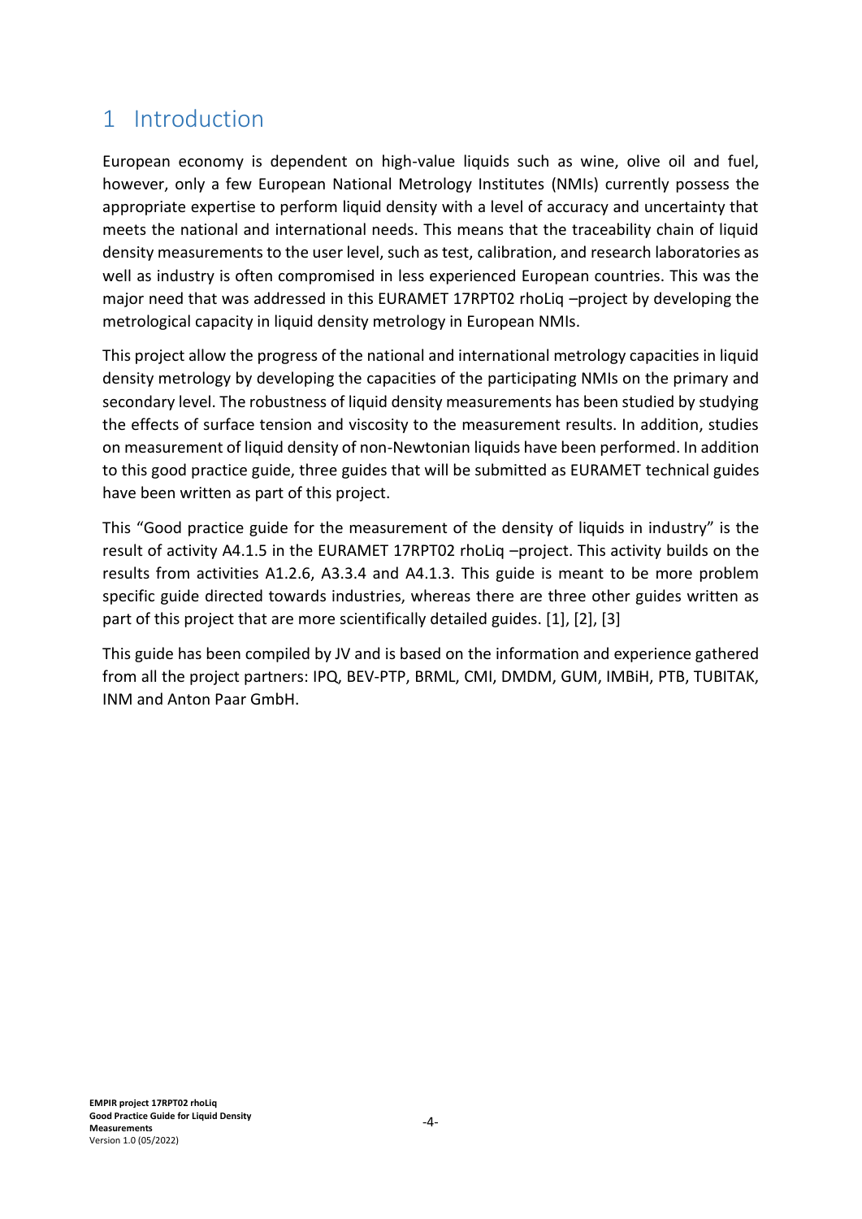# 1 Introduction

European economy is dependent on high-value liquids such as wine, olive oil and fuel, however, only a few European National Metrology Institutes (NMIs) currently possess the appropriate expertise to perform liquid density with a level of accuracy and uncertainty that meets the national and international needs. This means that the traceability chain of liquid density measurements to the user level, such as test, calibration, and research laboratories as well as industry is often compromised in less experienced European countries. This was the major need that was addressed in this EURAMET 17RPT02 rhoLiq –project by developing the metrological capacity in liquid density metrology in European NMIs.

This project allow the progress of the national and international metrology capacities in liquid density metrology by developing the capacities of the participating NMIs on the primary and secondary level. The robustness of liquid density measurements has been studied by studying the effects of surface tension and viscosity to the measurement results. In addition, studies on measurement of liquid density of non-Newtonian liquids have been performed. In addition to this good practice guide, three guides that will be submitted as EURAMET technical guides have been written as part of this project.

This "Good practice guide for the measurement of the density of liquids in industry" is the result of activity A4.1.5 in the EURAMET 17RPT02 rhoLiq –project. This activity builds on the results from activities A1.2.6, A3.3.4 and A4.1.3. This guide is meant to be more problem specific guide directed towards industries, whereas there are three other guides written as part of this project that are more scientifically detailed guides. [1], [2], [3]

This guide has been compiled by JV and is based on the information and experience gathered from all the project partners: IPQ, BEV-PTP, BRML, CMI, DMDM, GUM, IMBiH, PTB, TUBITAK, INM and Anton Paar GmbH.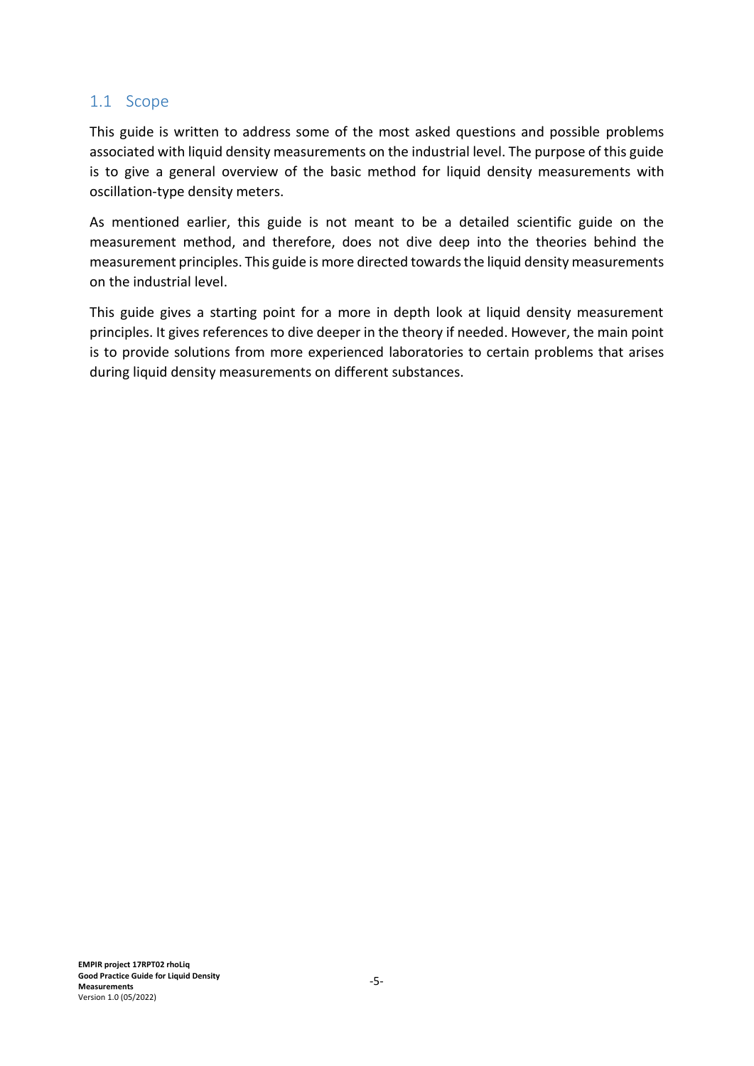## 1.1 Scope

This guide is written to address some of the most asked questions and possible problems associated with liquid density measurements on the industrial level. The purpose of this guide is to give a general overview of the basic method for liquid density measurements with oscillation-type density meters.

As mentioned earlier, this guide is not meant to be a detailed scientific guide on the measurement method, and therefore, does not dive deep into the theories behind the measurement principles. This guide is more directed towards the liquid density measurements on the industrial level.

This guide gives a starting point for a more in depth look at liquid density measurement principles. It gives references to dive deeper in the theory if needed. However, the main point is to provide solutions from more experienced laboratories to certain problems that arises during liquid density measurements on different substances.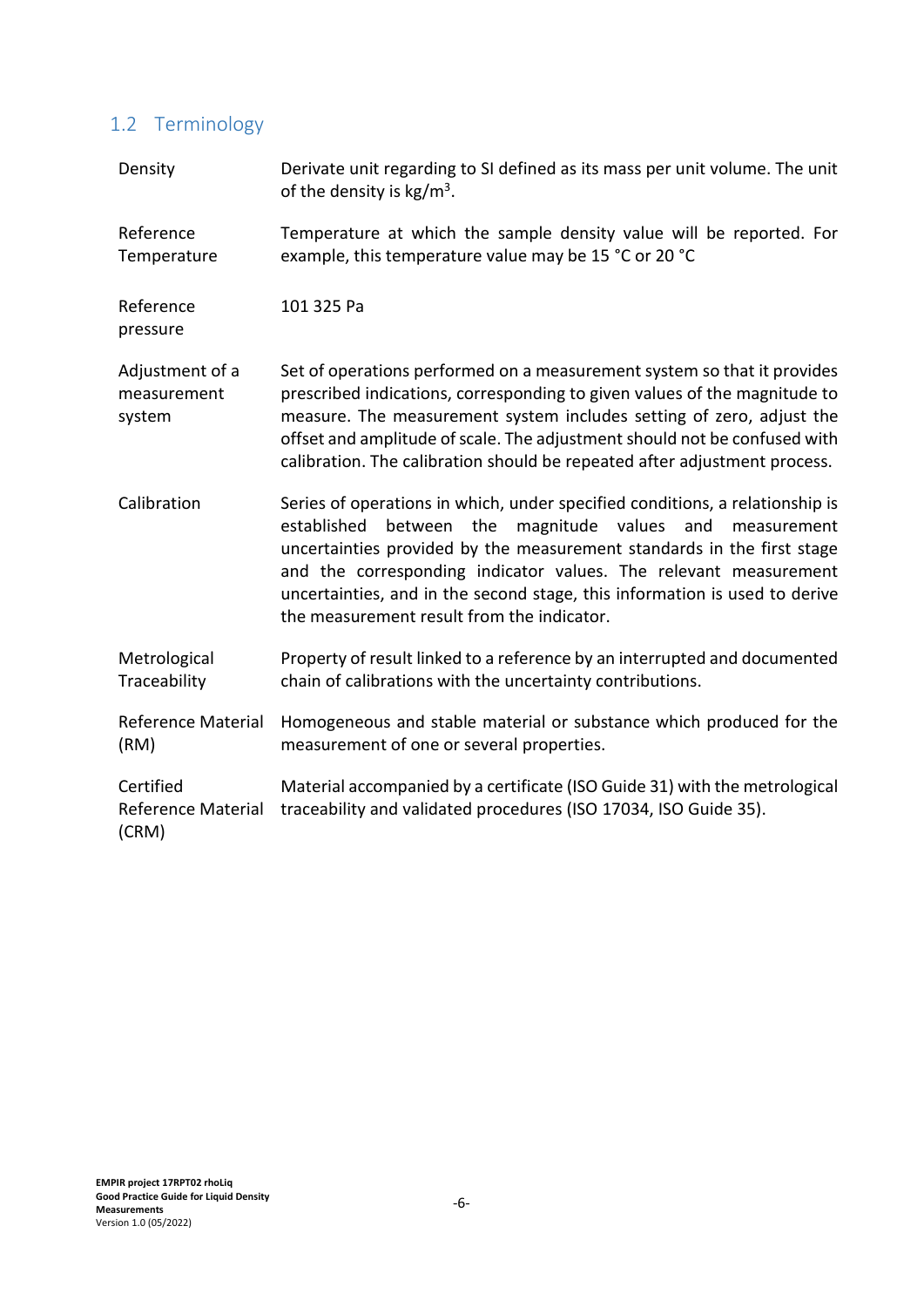## 1.2 Terminology

| | |
|---|---|
| Density | Derivate unit regarding to SI defined as its mass per unit volume. The unit of the density is $kg/m^3$. |
| Reference Temperature | Temperature at which the sample density value will be reported. For example, this temperature value may be 15 °C or 20 °C |
| Reference pressure | 101 325 Pa |
| Adjustment of a measurement system | Set of operations performed on a measurement system so that it provides prescribed indications, corresponding to given values of the magnitude to measure. The measurement system includes setting of zero, adjust the offset and amplitude of scale. The adjustment should not be confused with calibration. The calibration should be repeated after adjustment process. |
| Calibration | Series of operations in which, under specified conditions, a relationship is established between the magnitude values and measurement uncertainties provided by the measurement standards in the first stage and the corresponding indicator values. The relevant measurement uncertainties, and in the second stage, this information is used to derive the measurement result from the indicator. |
| Metrological Traceability | Property of result linked to a reference by an interrupted and documented chain of calibrations with the uncertainty contributions. |
| Reference Material (RM) | Homogeneous and stable material or substance which produced for the measurement of one or several properties. |
| Certified Reference Material (CRM) | Material accompanied by a certificate (ISO Guide 31) with the metrological traceability and validated procedures (ISO 17034, ISO Guide 35). |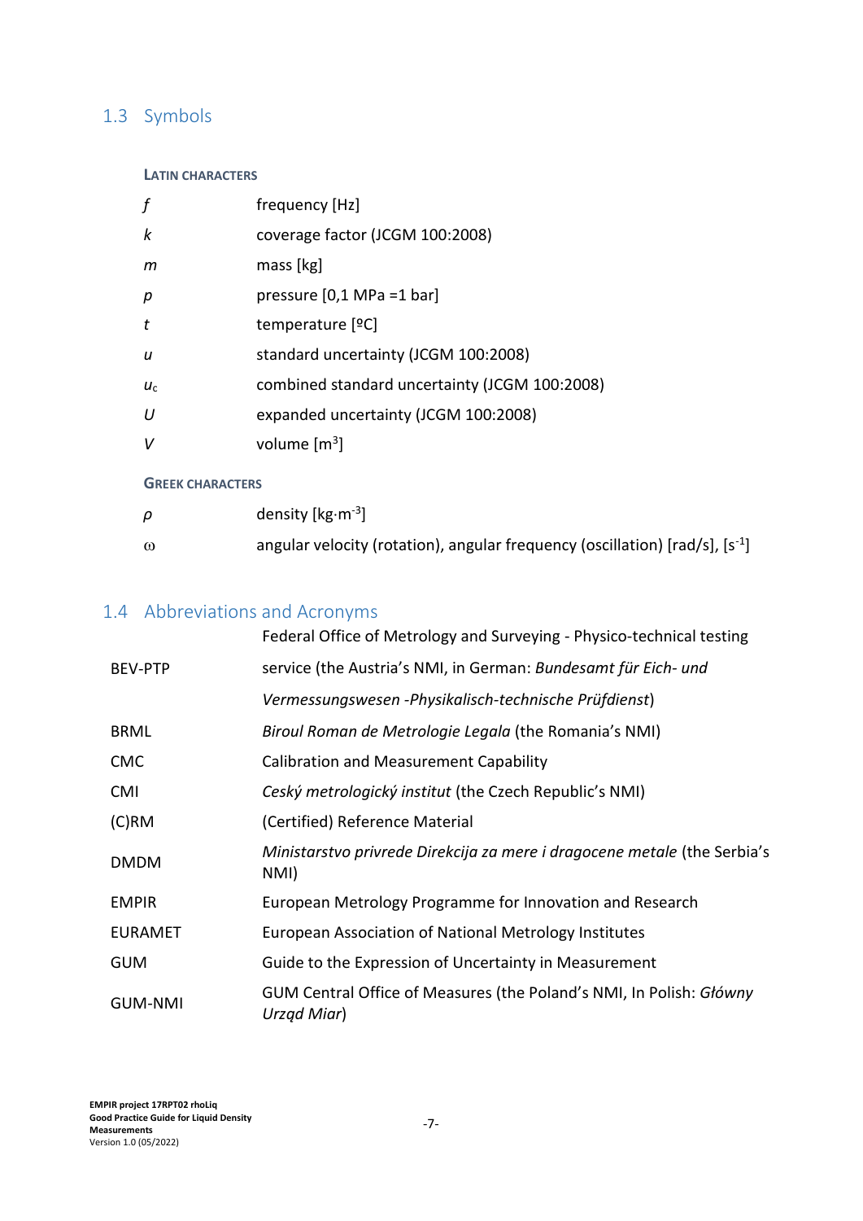## 1.3 Symbols

**LATIN CHARACTERS**

| | |
|---|---|
| $f$ | frequency [Hz] |
| $k$ | coverage factor (JCGM 100:2008) |
| $m$ | mass [kg] |
| $p$ | pressure [0,1 MPa =1 bar] |
| $t$ | temperature [ºC] |
| $u$ | standard uncertainty (JCGM 100:2008) |
| $u_c$ | combined standard uncertainty (JCGM 100:2008) |
| $U$ | expanded uncertainty (JCGM 100:2008) |
| $V$ | volume [$m^3$] |

**GREEK CHARACTERS**

| | |
|---|---|
| $\rho$ | density [$kg \cdot m^{-3}$] |
| $\omega$ | angular velocity (rotation), angular frequency (oscillation) [rad/s], [$s^{-1}$] |

## 1.4 Abbreviations and Acronyms

| | |
|---|---|
| BEV-PTP | Federal Office of Metrology and Surveying - Physico-technical testing service (the Austria's NMI, in German: *Bundesamt für Eich- und Vermessungswesen -Physikalisch-technische Prüfdienst*) |
| BRML | *Biroul Roman de Metrologie Legala* (the Romania's NMI) |
| CMC | Calibration and Measurement Capability |
| CMI | *Ceský metrologický institut* (the Czech Republic's NMI) |
| (C)RM | (Certified) Reference Material |
| DMDM | *Ministarstvo privrede Direkcija za mere i dragocene metale* (the Serbia's NMI) |
| EMPIR | European Metrology Programme for Innovation and Research |
| EURAMET | European Association of National Metrology Institutes |
| GUM | Guide to the Expression of Uncertainty in Measurement |
| GUM-NMI | GUM Central Office of Measures (the Poland's NMI, In Polish: *Główny Urząd Miar*) |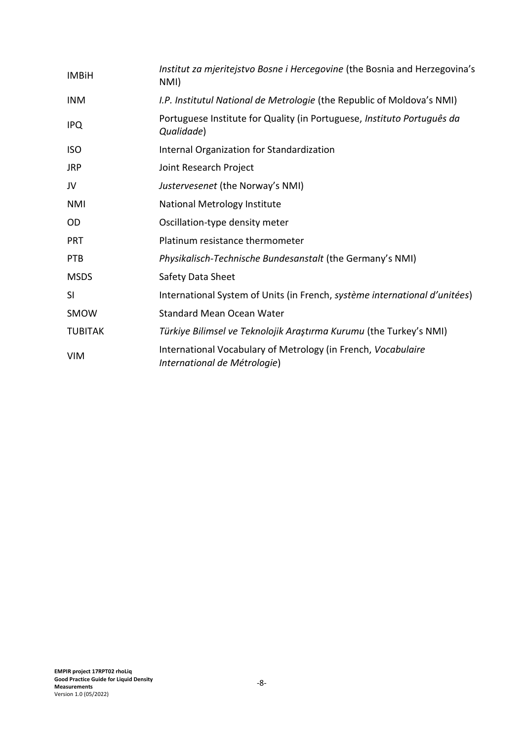| | |
|---|---|
| IMBiH | *Institut za mjeritejstvo Bosne i Hercegovine* (the Bosnia and Herzegovina's NMI) |
| INM | *I.P. Institutul National de Metrologie* (the Republic of Moldova's NMI) |
| IPQ | Portuguese Institute for Quality (in Portuguese, *Instituto Português da Qualidade*) |
| ISO | Internal Organization for Standardization |
| JRP | Joint Research Project |
| JV | *Justervesenet* (the Norway's NMI) |
| NMI | National Metrology Institute |
| OD | Oscillation-type density meter |
| PRT | Platinum resistance thermometer |
| PTB | *Physikalisch-Technische Bundesanstalt* (the Germany's NMI) |
| MSDS | Safety Data Sheet |
| SI | International System of Units (in French, *système international d'unitées*) |
| SMOW | Standard Mean Ocean Water |
| TUBITAK | *Türkiye Bilimsel ve Teknolojik Araştırma Kurumu* (the Turkey's NMI) |
| VIM | International Vocabulary of Metrology (in French, *Vocabulaire International de Métrologie*) |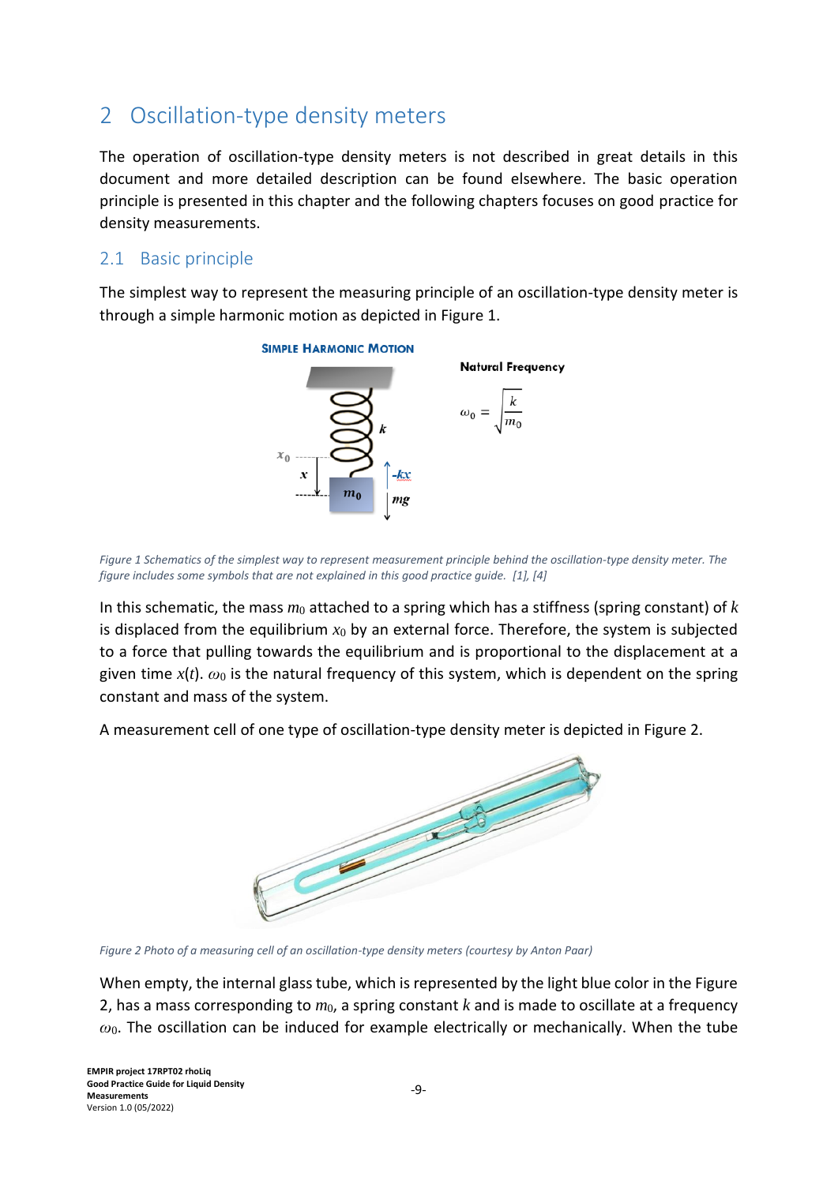# 2 Oscillation-type density meters

The operation of oscillation-type density meters is not described in great details in this document and more detailed description can be found elsewhere. The basic operation principle is presented in this chapter and the following chapters focuses on good practice for density measurements.

## 2.1 Basic principle

The simplest way to represent the measuring principle of an oscillation-type density meter is through a simple harmonic motion as depicted in Figure 1.

*Figure 1 Schematics of the simplest way to represent measurement principle behind the oscillation-type density meter. The figure includes some symbols that are not explained in this good practice guide. [1], [4]*

In this schematic, the mass $m_0$ attached to a spring which has a stiffness (spring constant) of $k$ is displaced from the equilibrium $x_0$ by an external force. Therefore, the system is subjected to a force that pulling towards the equilibrium and is proportional to the displacement at a given time $x(t)$. $\omega_0$ is the natural frequency of this system, which is dependent on the spring constant and mass of the system.

A measurement cell of one type of oscillation-type density meter is depicted in Figure 2.

*Figure 2 Photo of a measuring cell of an oscillation-type density meters (courtesy by Anton Paar)*

When empty, the internal glass tube, which is represented by the light blue color in the Figure 2, has a mass corresponding to $m_0$, a spring constant $k$ and is made to oscillate at a frequency $\omega_0$. The oscillation can be induced for example electrically or mechanically. When the tube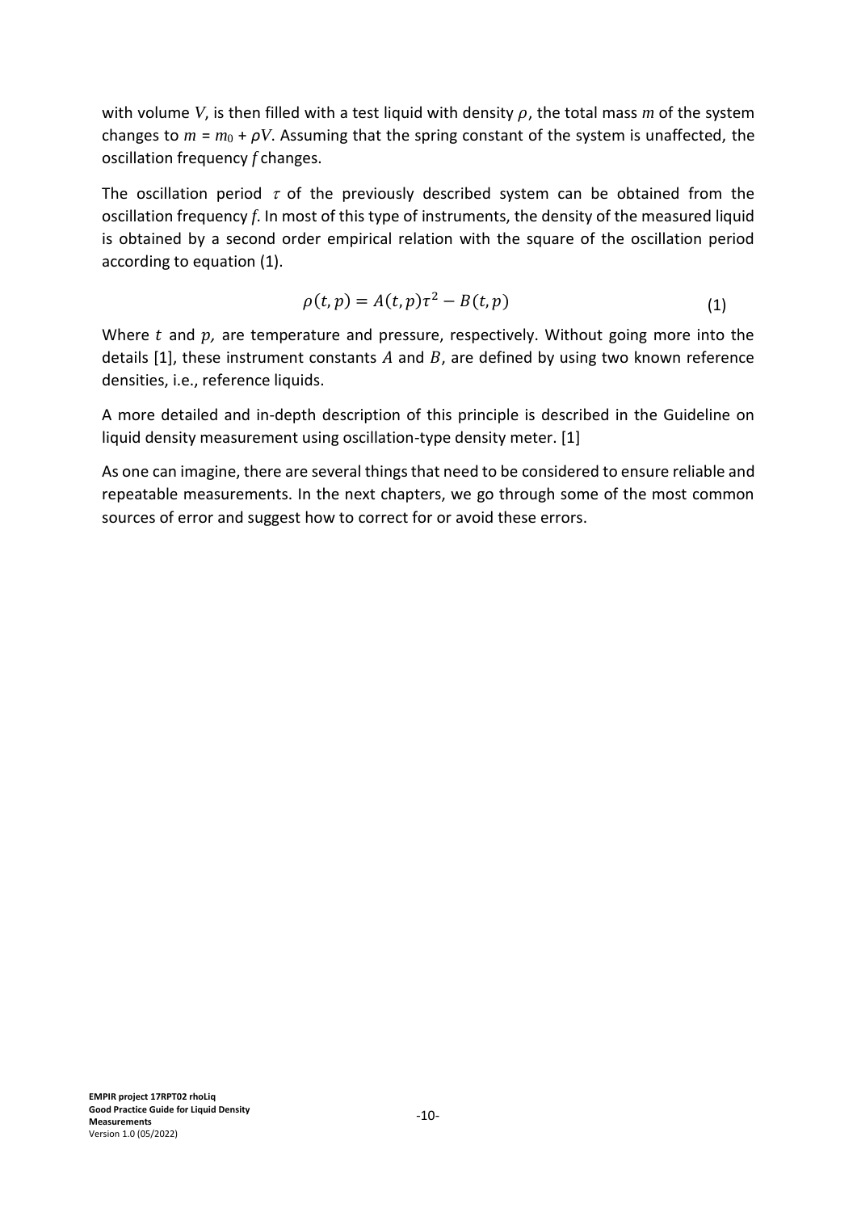with volume $V$, is then filled with a test liquid with density $\rho$, the total mass $m$ of the system changes to $m = m_0 + \rho V$. Assuming that the spring constant of the system is unaffected, the oscillation frequency $f$ changes.

The oscillation period $\tau$ of the previously described system can be obtained from the oscillation frequency $f$. In most of this type of instruments, the density of the measured liquid is obtained by a second order empirical relation with the square of the oscillation period according to equation (1).

$$\rho(t, p) = A(t, p)\tau^2 - B(t, p) \tag{1}$$

Where $t$ and $p$, are temperature and pressure, respectively. Without going more into the details [1], these instrument constants $A$ and $B$, are defined by using two known reference densities, i.e., reference liquids.

A more detailed and in-depth description of this principle is described in the Guideline on liquid density measurement using oscillation-type density meter. [1]

As one can imagine, there are several things that need to be considered to ensure reliable and repeatable measurements. In the next chapters, we go through some of the most common sources of error and suggest how to correct for or avoid these errors.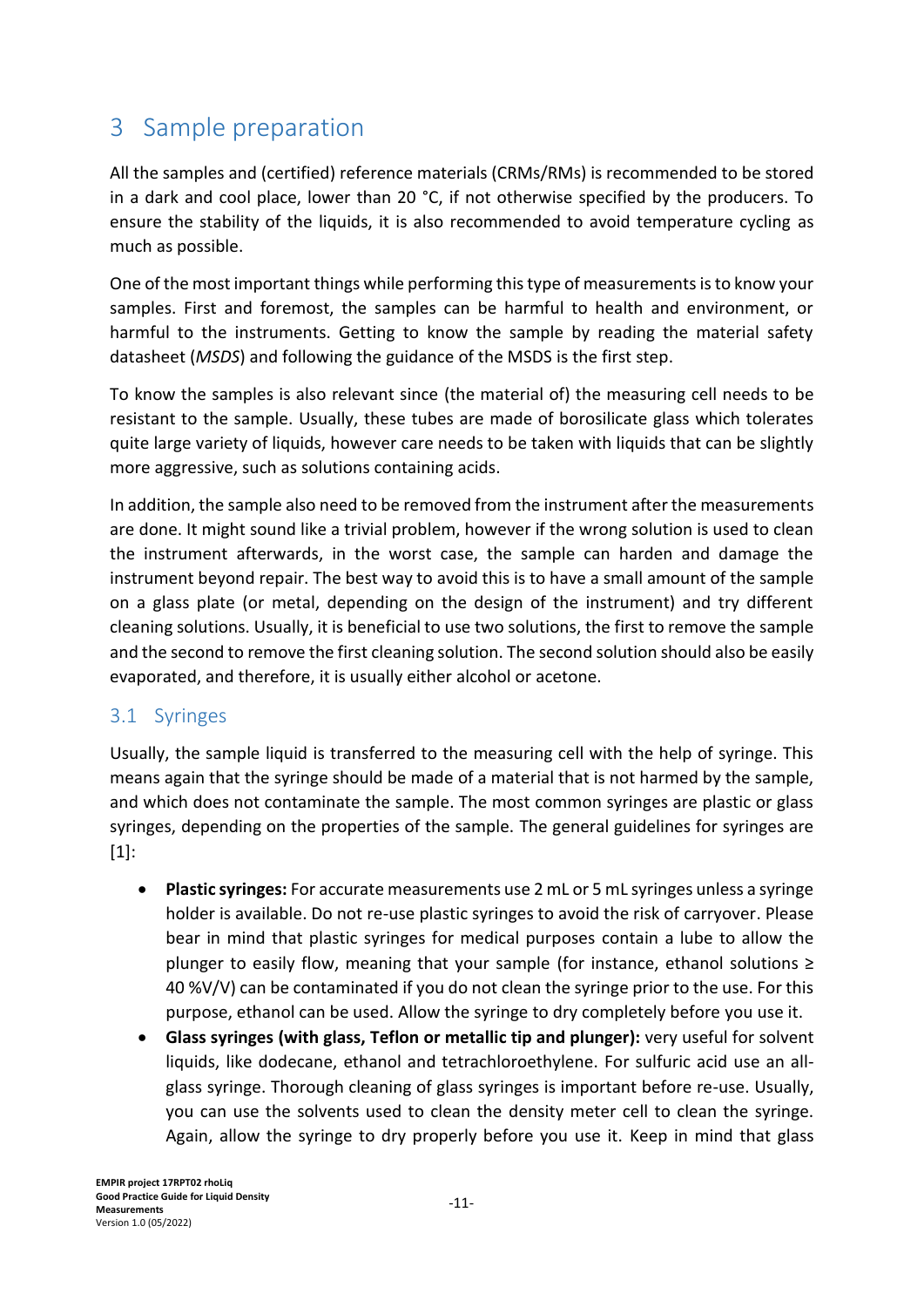# 3 Sample preparation

All the samples and (certified) reference materials (CRMs/RMs) is recommended to be stored in a dark and cool place, lower than 20 °C, if not otherwise specified by the producers. To ensure the stability of the liquids, it is also recommended to avoid temperature cycling as much as possible.

One of the most important things while performing this type of measurements is to know your samples. First and foremost, the samples can be harmful to health and environment, or harmful to the instruments. Getting to know the sample by reading the material safety datasheet (*MSDS*) and following the guidance of the MSDS is the first step.

To know the samples is also relevant since (the material of) the measuring cell needs to be resistant to the sample. Usually, these tubes are made of borosilicate glass which tolerates quite large variety of liquids, however care needs to be taken with liquids that can be slightly more aggressive, such as solutions containing acids.

In addition, the sample also need to be removed from the instrument after the measurements are done. It might sound like a trivial problem, however if the wrong solution is used to clean the instrument afterwards, in the worst case, the sample can harden and damage the instrument beyond repair. The best way to avoid this is to have a small amount of the sample on a glass plate (or metal, depending on the design of the instrument) and try different cleaning solutions. Usually, it is beneficial to use two solutions, the first to remove the sample and the second to remove the first cleaning solution. The second solution should also be easily evaporated, and therefore, it is usually either alcohol or acetone.

## 3.1 Syringes

Usually, the sample liquid is transferred to the measuring cell with the help of syringe. This means again that the syringe should be made of a material that is not harmed by the sample, and which does not contaminate the sample. The most common syringes are plastic or glass syringes, depending on the properties of the sample. The general guidelines for syringes are [1]:

- **Plastic syringes:** For accurate measurements use 2 mL or 5 mL syringes unless a syringe holder is available. Do not re-use plastic syringes to avoid the risk of carryover. Please bear in mind that plastic syringes for medical purposes contain a lube to allow the plunger to easily flow, meaning that your sample (for instance, ethanol solutions ≥ 40 %V/V) can be contaminated if you do not clean the syringe prior to the use. For this purpose, ethanol can be used. Allow the syringe to dry completely before you use it.
- **Glass syringes (with glass, Teflon or metallic tip and plunger):** very useful for solvent liquids, like dodecane, ethanol and tetrachloroethylene. For sulfuric acid use an all-glass syringe. Thorough cleaning of glass syringes is important before re-use. Usually, you can use the solvents used to clean the density meter cell to clean the syringe. Again, allow the syringe to dry properly before you use it. Keep in mind that glass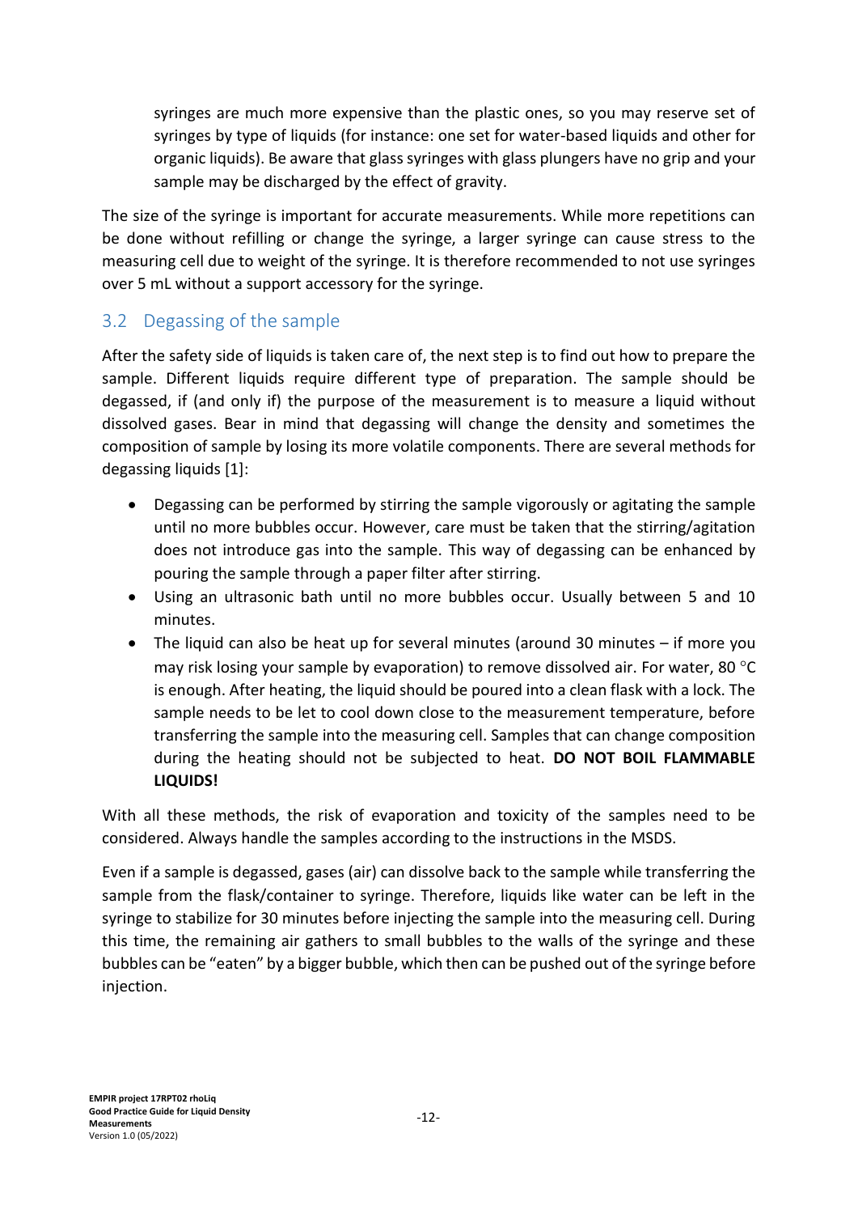syringes are much more expensive than the plastic ones, so you may reserve set of syringes by type of liquids (for instance: one set for water-based liquids and other for organic liquids). Be aware that glass syringes with glass plungers have no grip and your sample may be discharged by the effect of gravity.

The size of the syringe is important for accurate measurements. While more repetitions can be done without refilling or change the syringe, a larger syringe can cause stress to the measuring cell due to weight of the syringe. It is therefore recommended to not use syringes over 5 mL without a support accessory for the syringe.

## 3.2 Degassing of the sample

After the safety side of liquids is taken care of, the next step is to find out how to prepare the sample. Different liquids require different type of preparation. The sample should be degassed, if (and only if) the purpose of the measurement is to measure a liquid without dissolved gases. Bear in mind that degassing will change the density and sometimes the composition of sample by losing its more volatile components. There are several methods for degassing liquids [1]:

- Degassing can be performed by stirring the sample vigorously or agitating the sample until no more bubbles occur. However, care must be taken that the stirring/agitation does not introduce gas into the sample. This way of degassing can be enhanced by pouring the sample through a paper filter after stirring.
- Using an ultrasonic bath until no more bubbles occur. Usually between 5 and 10 minutes.
- The liquid can also be heat up for several minutes (around 30 minutes – if more you may risk losing your sample by evaporation) to remove dissolved air. For water, 80 °C is enough. After heating, the liquid should be poured into a clean flask with a lock. The sample needs to be let to cool down close to the measurement temperature, before transferring the sample into the measuring cell. Samples that can change composition during the heating should not be subjected to heat. **DO NOT BOIL FLAMMABLE LIQUIDS!**

With all these methods, the risk of evaporation and toxicity of the samples need to be considered. Always handle the samples according to the instructions in the MSDS.

Even if a sample is degassed, gases (air) can dissolve back to the sample while transferring the sample from the flask/container to syringe. Therefore, liquids like water can be left in the syringe to stabilize for 30 minutes before injecting the sample into the measuring cell. During this time, the remaining air gathers to small bubbles to the walls of the syringe and these bubbles can be "eaten" by a bigger bubble, which then can be pushed out of the syringe before injection.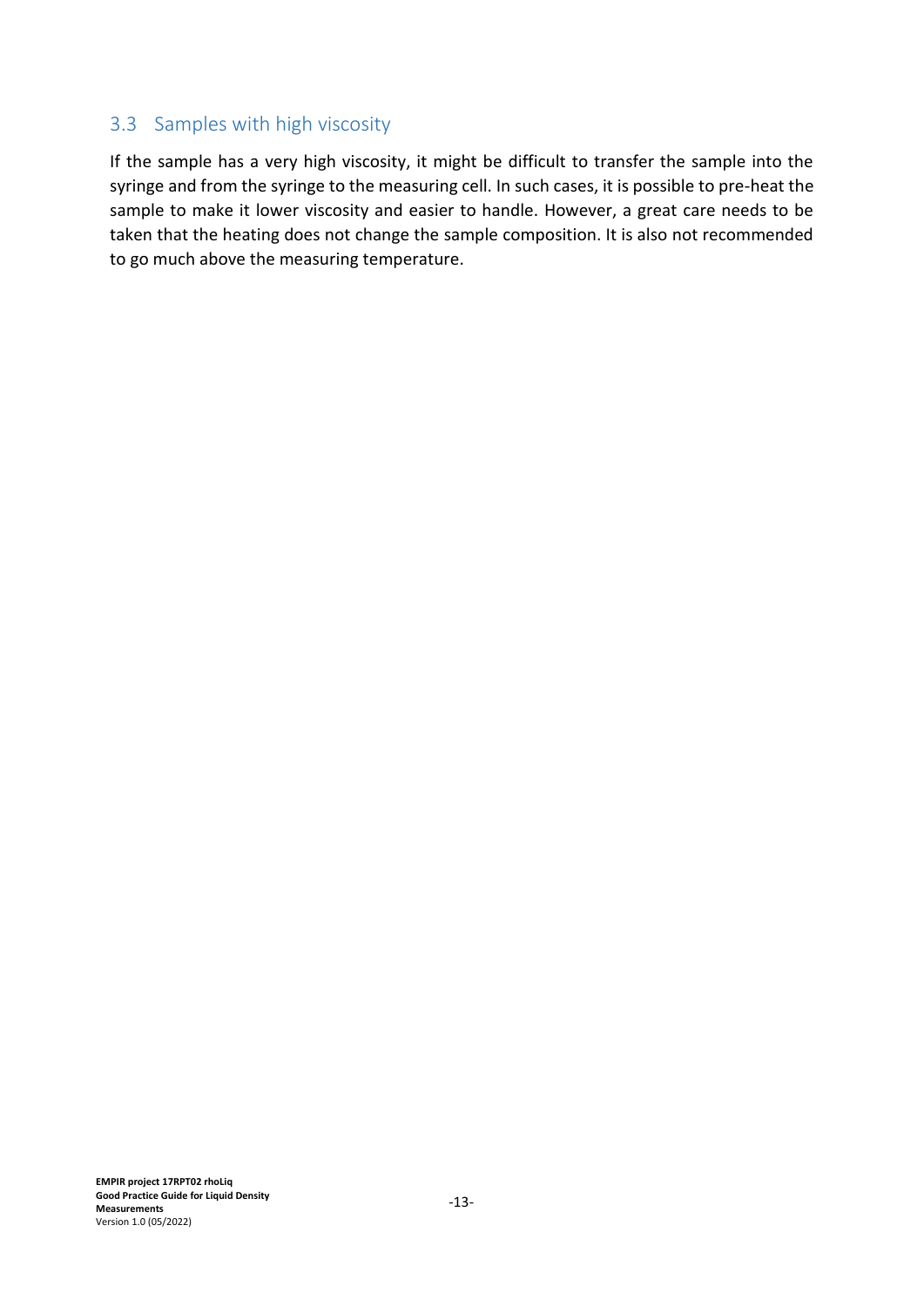## 3.3 Samples with high viscosity

If the sample has a very high viscosity, it might be difficult to transfer the sample into the syringe and from the syringe to the measuring cell. In such cases, it is possible to pre-heat the sample to make it lower viscosity and easier to handle. However, a great care needs to be taken that the heating does not change the sample composition. It is also not recommended to go much above the measuring temperature.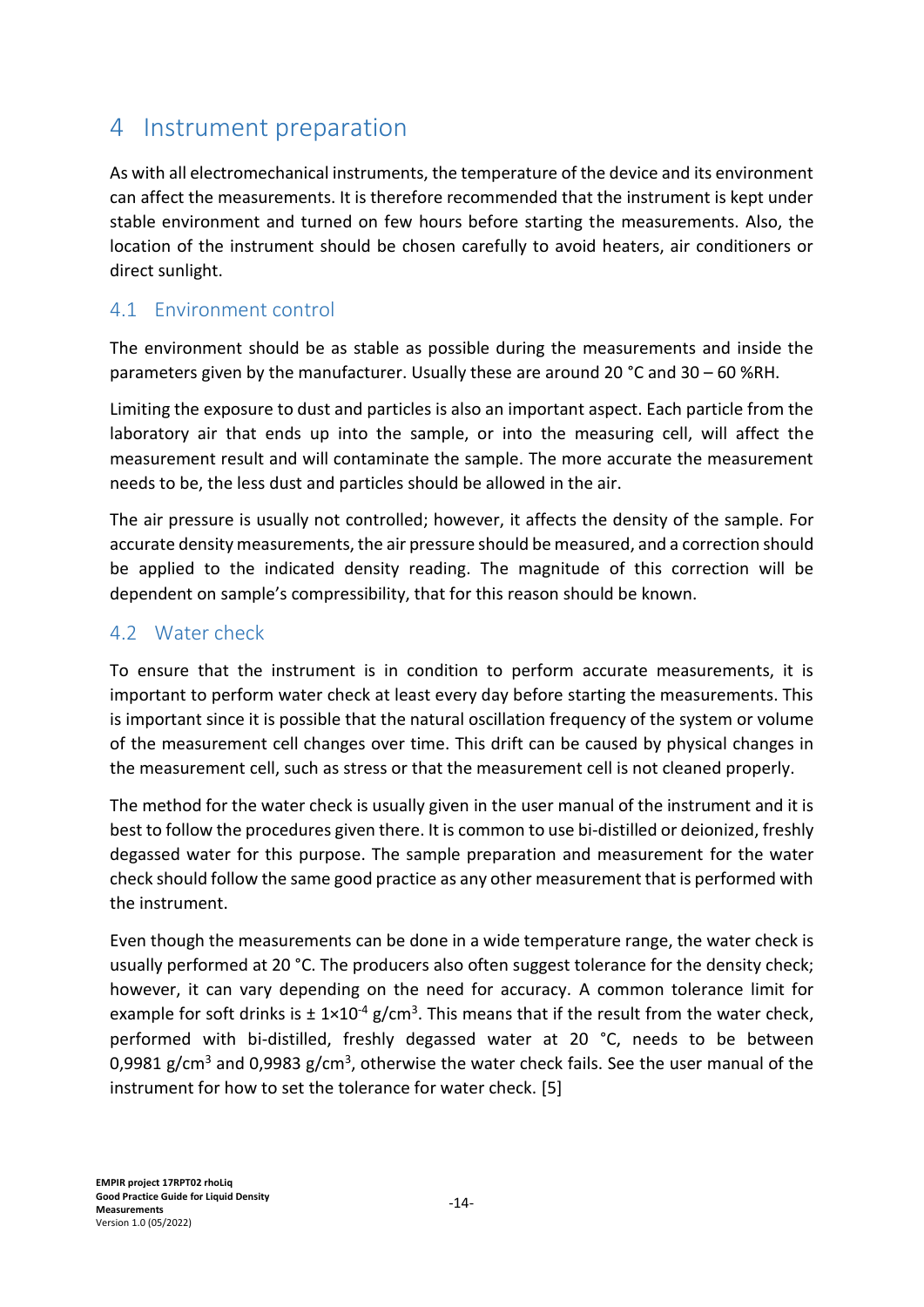# 4 Instrument preparation

As with all electromechanical instruments, the temperature of the device and its environment can affect the measurements. It is therefore recommended that the instrument is kept under stable environment and turned on few hours before starting the measurements. Also, the location of the instrument should be chosen carefully to avoid heaters, air conditioners or direct sunlight.

## 4.1 Environment control

The environment should be as stable as possible during the measurements and inside the parameters given by the manufacturer. Usually these are around 20 °C and 30 – 60 %RH.

Limiting the exposure to dust and particles is also an important aspect. Each particle from the laboratory air that ends up into the sample, or into the measuring cell, will affect the measurement result and will contaminate the sample. The more accurate the measurement needs to be, the less dust and particles should be allowed in the air.

The air pressure is usually not controlled; however, it affects the density of the sample. For accurate density measurements, the air pressure should be measured, and a correction should be applied to the indicated density reading. The magnitude of this correction will be dependent on sample's compressibility, that for this reason should be known.

## 4.2 Water check

To ensure that the instrument is in condition to perform accurate measurements, it is important to perform water check at least every day before starting the measurements. This is important since it is possible that the natural oscillation frequency of the system or volume of the measurement cell changes over time. This drift can be caused by physical changes in the measurement cell, such as stress or that the measurement cell is not cleaned properly.

The method for the water check is usually given in the user manual of the instrument and it is best to follow the procedures given there. It is common to use bi-distilled or deionized, freshly degassed water for this purpose. The sample preparation and measurement for the water check should follow the same good practice as any other measurement that is performed with the instrument.

Even though the measurements can be done in a wide temperature range, the water check is usually performed at 20 °C. The producers also often suggest tolerance for the density check; however, it can vary depending on the need for accuracy. A common tolerance limit for example for soft drinks is $\pm 1 \times 10^{-4}$ g/cm$^3$. This means that if the result from the water check, performed with bi-distilled, freshly degassed water at 20 °C, needs to be between 0,9981 g/cm$^3$ and 0,9983 g/cm$^3$, otherwise the water check fails. See the user manual of the instrument for how to set the tolerance for water check. [5]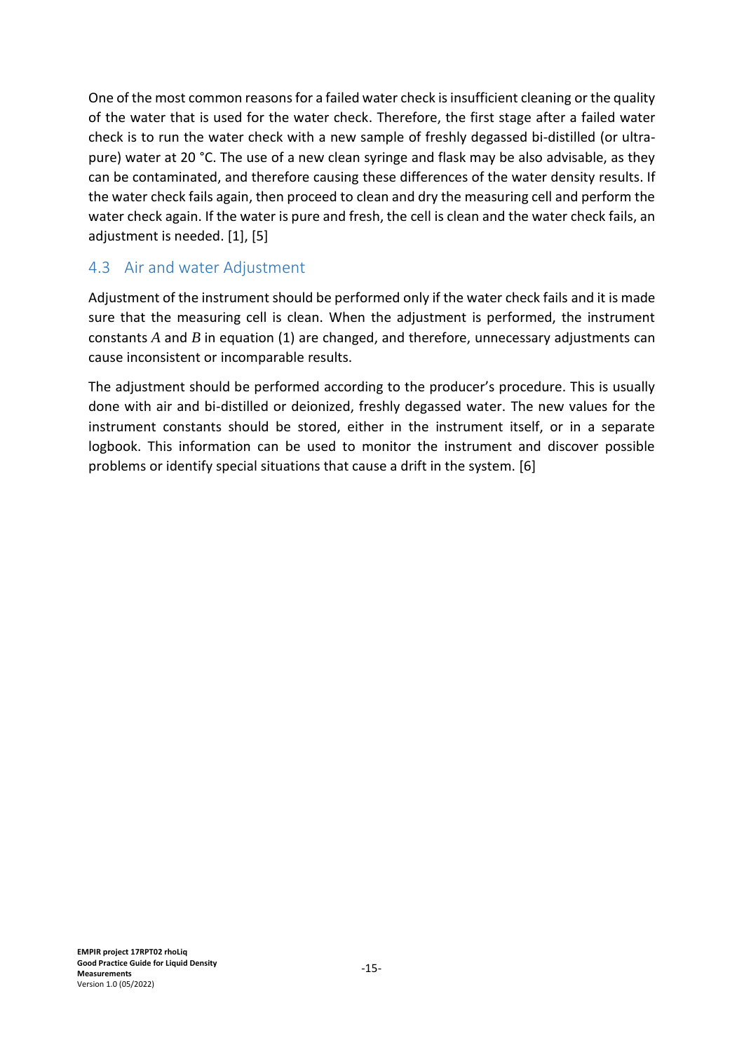One of the most common reasons for a failed water check is insufficient cleaning or the quality of the water that is used for the water check. Therefore, the first stage after a failed water check is to run the water check with a new sample of freshly degassed bi-distilled (or ultra-pure) water at 20 °C. The use of a new clean syringe and flask may be also advisable, as they can be contaminated, and therefore causing these differences of the water density results. If the water check fails again, then proceed to clean and dry the measuring cell and perform the water check again. If the water is pure and fresh, the cell is clean and the water check fails, an adjustment is needed. [1], [5]

## 4.3 Air and water Adjustment

Adjustment of the instrument should be performed only if the water check fails and it is made sure that the measuring cell is clean. When the adjustment is performed, the instrument constants $A$ and $B$ in equation (1) are changed, and therefore, unnecessary adjustments can cause inconsistent or incomparable results.

The adjustment should be performed according to the producer's procedure. This is usually done with air and bi-distilled or deionized, freshly degassed water. The new values for the instrument constants should be stored, either in the instrument itself, or in a separate logbook. This information can be used to monitor the instrument and discover possible problems or identify special situations that cause a drift in the system. [6]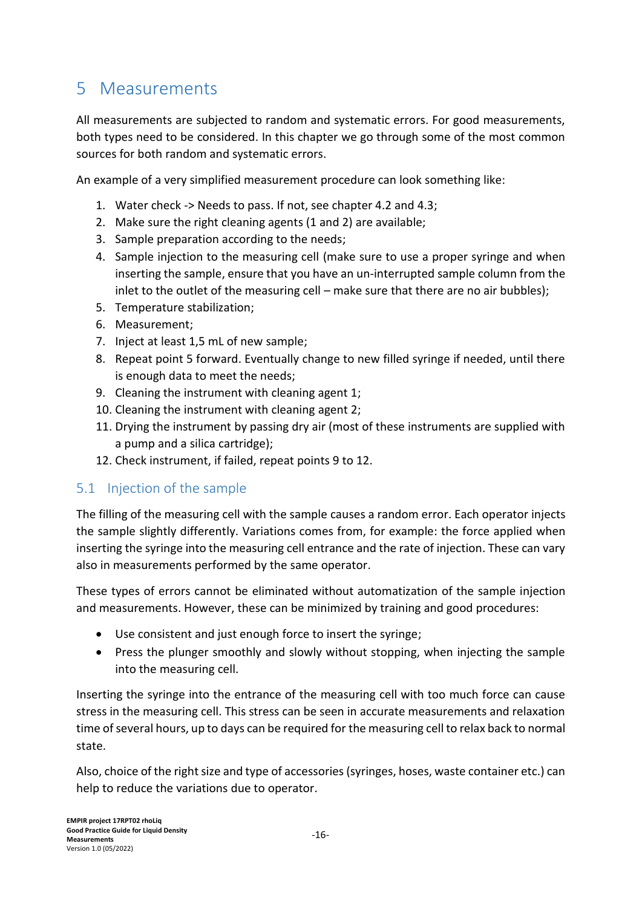# 5 Measurements

All measurements are subjected to random and systematic errors. For good measurements, both types need to be considered. In this chapter we go through some of the most common sources for both random and systematic errors.

An example of a very simplified measurement procedure can look something like:

1. Water check -> Needs to pass. If not, see chapter 4.2 and 4.3;
2. Make sure the right cleaning agents (1 and 2) are available;
3. Sample preparation according to the needs;
4. Sample injection to the measuring cell (make sure to use a proper syringe and when inserting the sample, ensure that you have an un-interrupted sample column from the inlet to the outlet of the measuring cell – make sure that there are no air bubbles);
5. Temperature stabilization;
6. Measurement;
7. Inject at least 1,5 mL of new sample;
8. Repeat point 5 forward. Eventually change to new filled syringe if needed, until there is enough data to meet the needs;
9. Cleaning the instrument with cleaning agent 1;
10. Cleaning the instrument with cleaning agent 2;
11. Drying the instrument by passing dry air (most of these instruments are supplied with a pump and a silica cartridge);
12. Check instrument, if failed, repeat points 9 to 12.

## 5.1 Injection of the sample

The filling of the measuring cell with the sample causes a random error. Each operator injects the sample slightly differently. Variations comes from, for example: the force applied when inserting the syringe into the measuring cell entrance and the rate of injection. These can vary also in measurements performed by the same operator.

These types of errors cannot be eliminated without automatization of the sample injection and measurements. However, these can be minimized by training and good procedures:

- Use consistent and just enough force to insert the syringe;
- Press the plunger smoothly and slowly without stopping, when injecting the sample into the measuring cell.

Inserting the syringe into the entrance of the measuring cell with too much force can cause stress in the measuring cell. This stress can be seen in accurate measurements and relaxation time of several hours, up to days can be required for the measuring cell to relax back to normal state.

Also, choice of the right size and type of accessories (syringes, hoses, waste container etc.) can help to reduce the variations due to operator.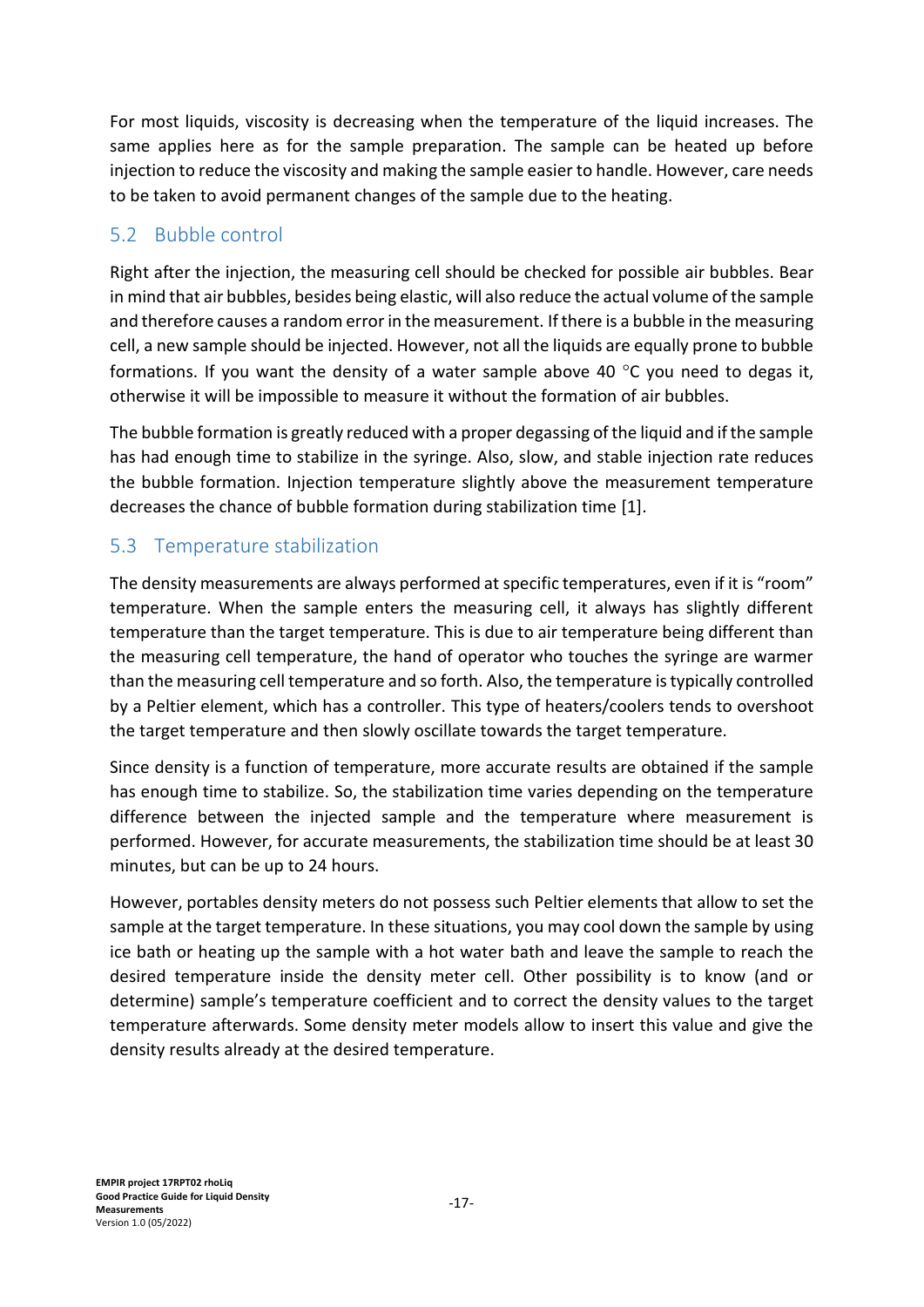For most liquids, viscosity is decreasing when the temperature of the liquid increases. The same applies here as for the sample preparation. The sample can be heated up before injection to reduce the viscosity and making the sample easier to handle. However, care needs to be taken to avoid permanent changes of the sample due to the heating.

## 5.2 Bubble control

Right after the injection, the measuring cell should be checked for possible air bubbles. Bear in mind that air bubbles, besides being elastic, will also reduce the actual volume of the sample and therefore causes a random error in the measurement. If there is a bubble in the measuring cell, a new sample should be injected. However, not all the liquids are equally prone to bubble formations. If you want the density of a water sample above 40 °C you need to degas it, otherwise it will be impossible to measure it without the formation of air bubbles.

The bubble formation is greatly reduced with a proper degassing of the liquid and if the sample has had enough time to stabilize in the syringe. Also, slow, and stable injection rate reduces the bubble formation. Injection temperature slightly above the measurement temperature decreases the chance of bubble formation during stabilization time [1].

## 5.3 Temperature stabilization

The density measurements are always performed at specific temperatures, even if it is "room" temperature. When the sample enters the measuring cell, it always has slightly different temperature than the target temperature. This is due to air temperature being different than the measuring cell temperature, the hand of operator who touches the syringe are warmer than the measuring cell temperature and so forth. Also, the temperature is typically controlled by a Peltier element, which has a controller. This type of heaters/coolers tends to overshoot the target temperature and then slowly oscillate towards the target temperature.

Since density is a function of temperature, more accurate results are obtained if the sample has enough time to stabilize. So, the stabilization time varies depending on the temperature difference between the injected sample and the temperature where measurement is performed. However, for accurate measurements, the stabilization time should be at least 30 minutes, but can be up to 24 hours.

However, portables density meters do not possess such Peltier elements that allow to set the sample at the target temperature. In these situations, you may cool down the sample by using ice bath or heating up the sample with a hot water bath and leave the sample to reach the desired temperature inside the density meter cell. Other possibility is to know (and or determine) sample's temperature coefficient and to correct the density values to the target temperature afterwards. Some density meter models allow to insert this value and give the density results already at the desired temperature.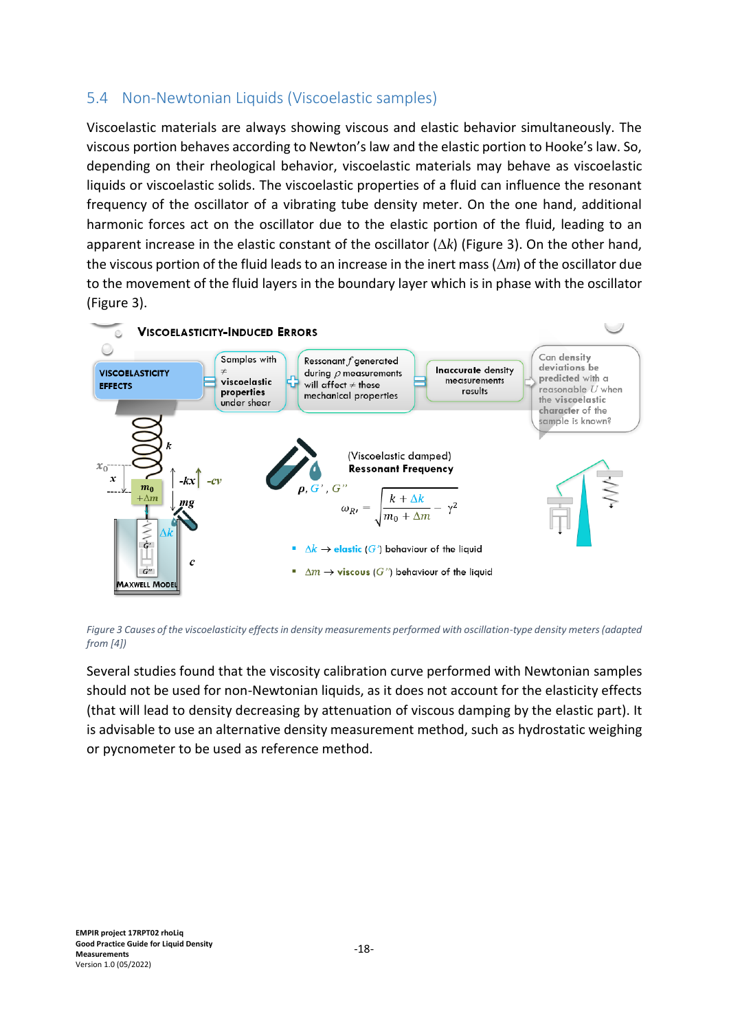## 5.4 Non-Newtonian Liquids (Viscoelastic samples)

Viscoelastic materials are always showing viscous and elastic behavior simultaneously. The viscous portion behaves according to Newton's law and the elastic portion to Hooke's law. So, depending on their rheological behavior, viscoelastic materials may behave as viscoelastic liquids or viscoelastic solids. The viscoelastic properties of a fluid can influence the resonant frequency of the oscillator of a vibrating tube density meter. On the one hand, additional harmonic forces act on the oscillator due to the elastic portion of the fluid, leading to an apparent increase in the elastic constant of the oscillator ($\Delta k$) (Figure 3). On the other hand, the viscous portion of the fluid leads to an increase in the inert mass ($\Delta m$) of the oscillator due to the movement of the fluid layers in the boundary layer which is in phase with the oscillator (Figure 3).

VISCOELASTICITY-INDUCED ERRORS

VISCOELASTICITY EFFECTS = Samples with ≠ viscoelastic properties under shear + Ressonant $f$ generated during $\rho$ measurements will affect ≠ these mechanical properties = Inaccurate density measurements results ⇨ Can density deviations be predicted with a reasonable $U$ when the viscoelastic character of the sample is known?

(Viscoelastic damped) **Ressonant Frequency**

$\rho$, $G'$, $G''$

$$\omega_{R'} = \sqrt{\frac{k + \Delta k}{m_0 + \Delta m} - \gamma^2}$$

- $\Delta k \rightarrow$ **elastic** ($G'$) behaviour of the liquid
- $\Delta m \rightarrow$ **viscous** ($G''$) behaviour of the liquid

*Figure 3 Causes of the viscoelasticity effects in density measurements performed with oscillation-type density meters (adapted from [4])*

Several studies found that the viscosity calibration curve performed with Newtonian samples should not be used for non-Newtonian liquids, as it does not account for the elasticity effects (that will lead to density decreasing by attenuation of viscous damping by the elastic part). It is advisable to use an alternative density measurement method, such as hydrostatic weighing or pycnometer to be used as reference method.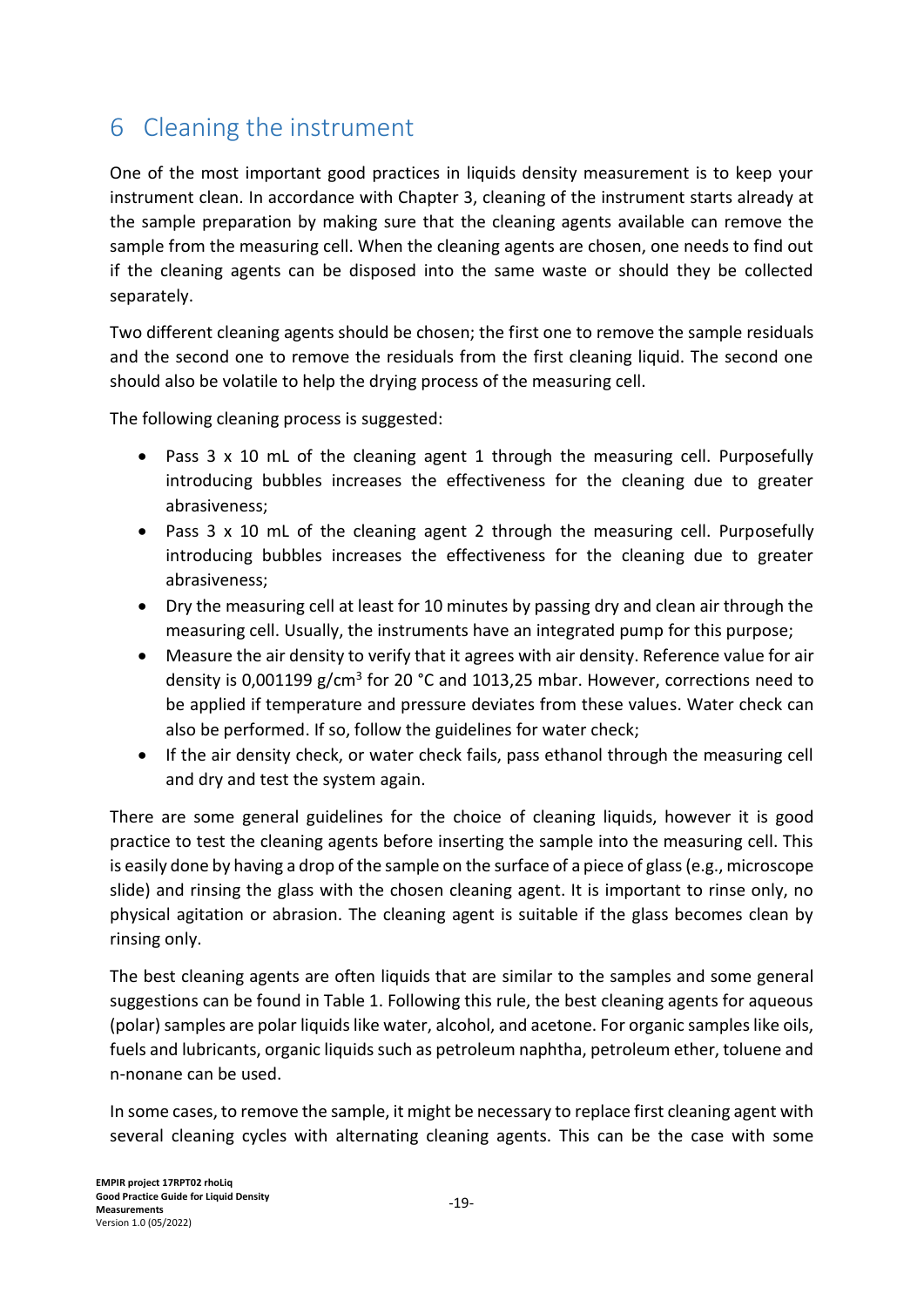# 6 Cleaning the instrument

One of the most important good practices in liquids density measurement is to keep your instrument clean. In accordance with Chapter 3, cleaning of the instrument starts already at the sample preparation by making sure that the cleaning agents available can remove the sample from the measuring cell. When the cleaning agents are chosen, one needs to find out if the cleaning agents can be disposed into the same waste or should they be collected separately.

Two different cleaning agents should be chosen; the first one to remove the sample residuals and the second one to remove the residuals from the first cleaning liquid. The second one should also be volatile to help the drying process of the measuring cell.

The following cleaning process is suggested:

- Pass 3 x 10 mL of the cleaning agent 1 through the measuring cell. Purposefully introducing bubbles increases the effectiveness for the cleaning due to greater abrasiveness;
- Pass 3 x 10 mL of the cleaning agent 2 through the measuring cell. Purposefully introducing bubbles increases the effectiveness for the cleaning due to greater abrasiveness;
- Dry the measuring cell at least for 10 minutes by passing dry and clean air through the measuring cell. Usually, the instruments have an integrated pump for this purpose;
- Measure the air density to verify that it agrees with air density. Reference value for air density is 0,001199 g/cm$^3$ for 20 °C and 1013,25 mbar. However, corrections need to be applied if temperature and pressure deviates from these values. Water check can also be performed. If so, follow the guidelines for water check;
- If the air density check, or water check fails, pass ethanol through the measuring cell and dry and test the system again.

There are some general guidelines for the choice of cleaning liquids, however it is good practice to test the cleaning agents before inserting the sample into the measuring cell. This is easily done by having a drop of the sample on the surface of a piece of glass (e.g., microscope slide) and rinsing the glass with the chosen cleaning agent. It is important to rinse only, no physical agitation or abrasion. The cleaning agent is suitable if the glass becomes clean by rinsing only.

The best cleaning agents are often liquids that are similar to the samples and some general suggestions can be found in Table 1. Following this rule, the best cleaning agents for aqueous (polar) samples are polar liquids like water, alcohol, and acetone. For organic samples like oils, fuels and lubricants, organic liquids such as petroleum naphtha, petroleum ether, toluene and n-nonane can be used.

In some cases, to remove the sample, it might be necessary to replace first cleaning agent with several cleaning cycles with alternating cleaning agents. This can be the case with some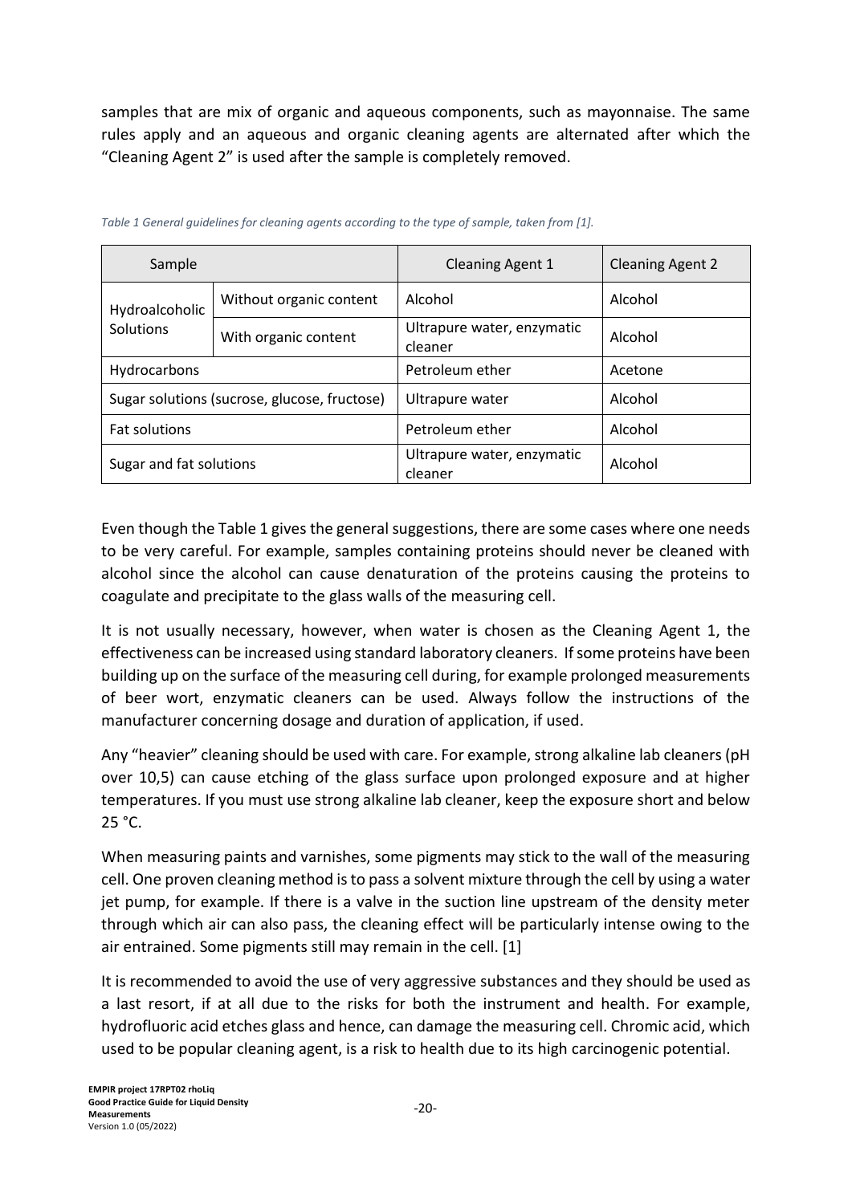samples that are mix of organic and aqueous components, such as mayonnaise. The same rules apply and an aqueous and organic cleaning agents are alternated after which the "Cleaning Agent 2" is used after the sample is completely removed.

*Table 1 General guidelines for cleaning agents according to the type of sample, taken from [1].*

| Sample | | Cleaning Agent 1 | Cleaning Agent 2 |
|---|---|---|---|
| Hydroalcoholic Solutions | Without organic content | Alcohol | Alcohol |
| | With organic content | Ultrapure water, enzymatic cleaner | Alcohol |
| Hydrocarbons | | Petroleum ether | Acetone |
| Sugar solutions (sucrose, glucose, fructose) | | Ultrapure water | Alcohol |
| Fat solutions | | Petroleum ether | Alcohol |
| Sugar and fat solutions | | Ultrapure water, enzymatic cleaner | Alcohol |

Even though the Table 1 gives the general suggestions, there are some cases where one needs to be very careful. For example, samples containing proteins should never be cleaned with alcohol since the alcohol can cause denaturation of the proteins causing the proteins to coagulate and precipitate to the glass walls of the measuring cell.

It is not usually necessary, however, when water is chosen as the Cleaning Agent 1, the effectiveness can be increased using standard laboratory cleaners. If some proteins have been building up on the surface of the measuring cell during, for example prolonged measurements of beer wort, enzymatic cleaners can be used. Always follow the instructions of the manufacturer concerning dosage and duration of application, if used.

Any "heavier" cleaning should be used with care. For example, strong alkaline lab cleaners (pH over 10,5) can cause etching of the glass surface upon prolonged exposure and at higher temperatures. If you must use strong alkaline lab cleaner, keep the exposure short and below 25 °C.

When measuring paints and varnishes, some pigments may stick to the wall of the measuring cell. One proven cleaning method is to pass a solvent mixture through the cell by using a water jet pump, for example. If there is a valve in the suction line upstream of the density meter through which air can also pass, the cleaning effect will be particularly intense owing to the air entrained. Some pigments still may remain in the cell. [1]

It is recommended to avoid the use of very aggressive substances and they should be used as a last resort, if at all due to the risks for both the instrument and health. For example, hydrofluoric acid etches glass and hence, can damage the measuring cell. Chromic acid, which used to be popular cleaning agent, is a risk to health due to its high carcinogenic potential.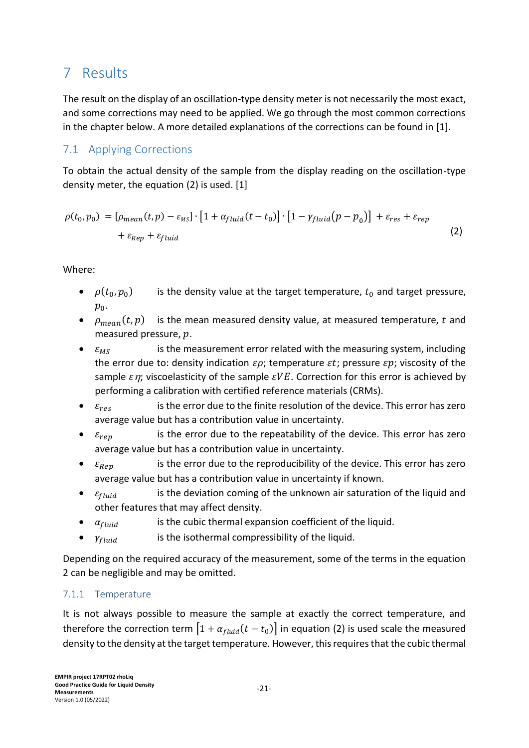# 7 Results

The result on the display of an oscillation-type density meter is not necessarily the most exact, and some corrections may need to be applied. We go through the most common corrections in the chapter below. A more detailed explanations of the corrections can be found in [1].

## 7.1 Applying Corrections

To obtain the actual density of the sample from the display reading on the oscillation-type density meter, the equation (2) is used. [1]

$$\rho(t_0, p_0) = [\rho_{mean}(t,p) - \varepsilon_{MS}] \cdot [1 + \alpha_{fluid}(t - t_0)] \cdot [1 - \gamma_{fluid}(p - p_0)] + \varepsilon_{res} + \varepsilon_{rep} + \varepsilon_{Rep} + \varepsilon_{fluid} \tag{2}$$

Where:

- $\rho(t_0, p_0)$ is the density value at the target temperature, $t_0$ and target pressure, $p_0$.
- $\rho_{mean}(t, p)$ is the mean measured density value, at measured temperature, $t$ and measured pressure, $p$.
- $\varepsilon_{MS}$ is the measurement error related with the measuring system, including the error due to: density indication $\varepsilon\rho$; temperature $\varepsilon t$; pressure $\varepsilon p$; viscosity of the sample $\varepsilon\eta$; viscoelasticity of the sample $\varepsilon VE$. Correction for this error is achieved by performing a calibration with certified reference materials (CRMs).
- $\varepsilon_{res}$ is the error due to the finite resolution of the device. This error has zero average value but has a contribution value in uncertainty.
- $\varepsilon_{rep}$ is the error due to the repeatability of the device. This error has zero average value but has a contribution value in uncertainty.
- $\varepsilon_{Rep}$ is the error due to the reproducibility of the device. This error has zero average value but has a contribution value in uncertainty if known.
- $\varepsilon_{fluid}$ is the deviation coming of the unknown air saturation of the liquid and other features that may affect density.
- $\alpha_{fluid}$ is the cubic thermal expansion coefficient of the liquid.
- $\gamma_{fluid}$ is the isothermal compressibility of the liquid.

Depending on the required accuracy of the measurement, some of the terms in the equation 2 can be negligible and may be omitted.

### 7.1.1 Temperature

It is not always possible to measure the sample at exactly the correct temperature, and therefore the correction term $[1 + \alpha_{fluid}(t - t_0)]$ in equation (2) is used scale the measured density to the density at the target temperature. However, this requires that the cubic thermal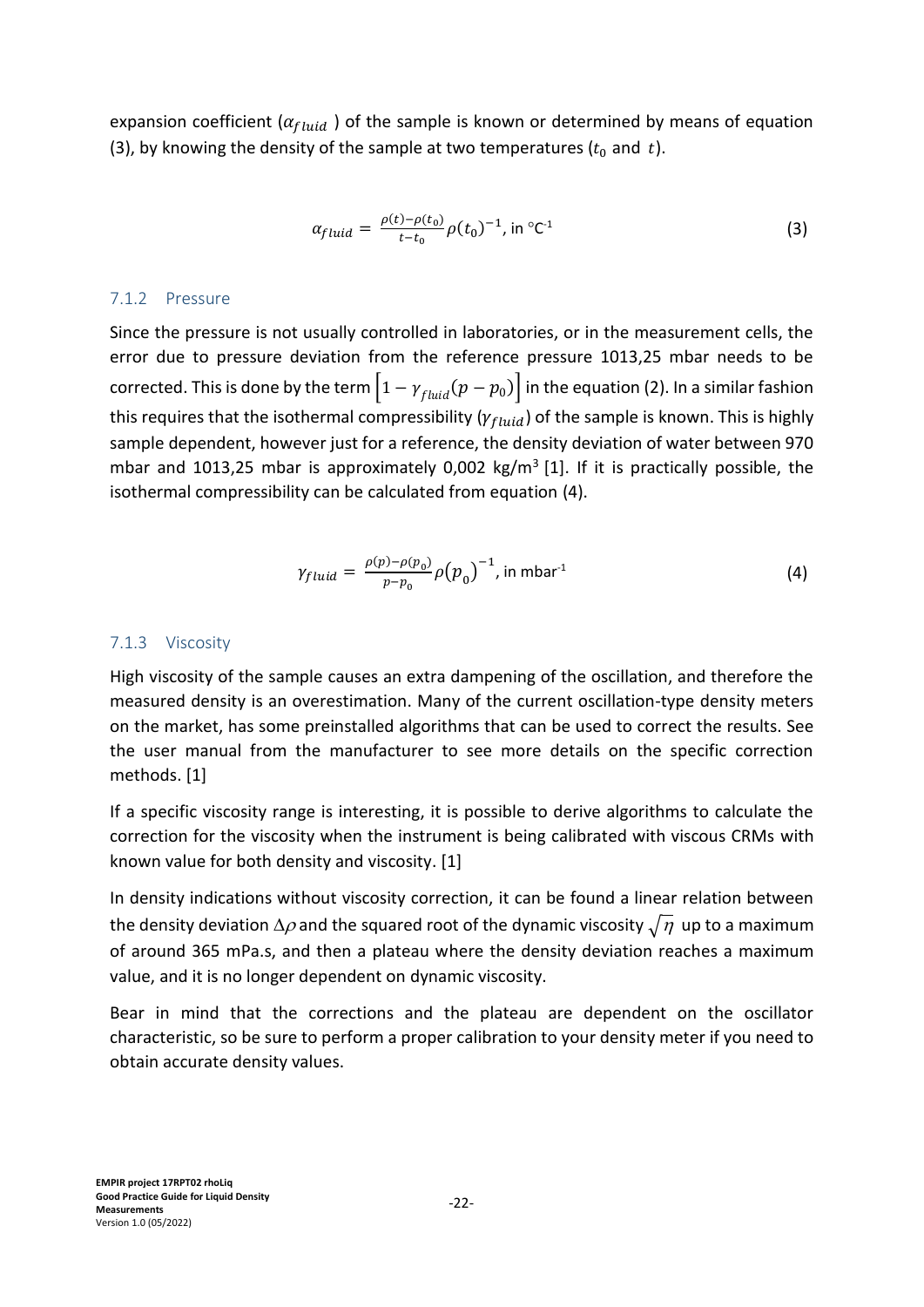expansion coefficient ($\alpha_{fluid}$ ) of the sample is known or determined by means of equation (3), by knowing the density of the sample at two temperatures ($t_0$ and $t$).

$$\alpha_{fluid} = \frac{\rho(t)-\rho(t_0)}{t-t_0}\rho(t_0)^{-1}\text{, in °C}^{-1} \tag{3}$$

### 7.1.2 Pressure

Since the pressure is not usually controlled in laboratories, or in the measurement cells, the error due to pressure deviation from the reference pressure 1013,25 mbar needs to be corrected. This is done by the term $\left[1 - \gamma_{fluid}(p - p_0)\right]$ in the equation (2). In a similar fashion this requires that the isothermal compressibility ($\gamma_{fluid}$) of the sample is known. This is highly sample dependent, however just for a reference, the density deviation of water between 970 mbar and 1013,25 mbar is approximately 0,002 kg/m$^3$ [1]. If it is practically possible, the isothermal compressibility can be calculated from equation (4).

$$\gamma_{fluid} = \frac{\rho(p)-\rho(p_0)}{p-p_0}\rho\left(p_0\right)^{-1}\text{, in mbar}^{-1} \tag{4}$$

### 7.1.3 Viscosity

High viscosity of the sample causes an extra dampening of the oscillation, and therefore the measured density is an overestimation. Many of the current oscillation-type density meters on the market, has some preinstalled algorithms that can be used to correct the results. See the user manual from the manufacturer to see more details on the specific correction methods. [1]

If a specific viscosity range is interesting, it is possible to derive algorithms to calculate the correction for the viscosity when the instrument is being calibrated with viscous CRMs with known value for both density and viscosity. [1]

In density indications without viscosity correction, it can be found a linear relation between the density deviation $\Delta\rho$ and the squared root of the dynamic viscosity $\sqrt{\eta}$ up to a maximum of around 365 mPa.s, and then a plateau where the density deviation reaches a maximum value, and it is no longer dependent on dynamic viscosity.

Bear in mind that the corrections and the plateau are dependent on the oscillator characteristic, so be sure to perform a proper calibration to your density meter if you need to obtain accurate density values.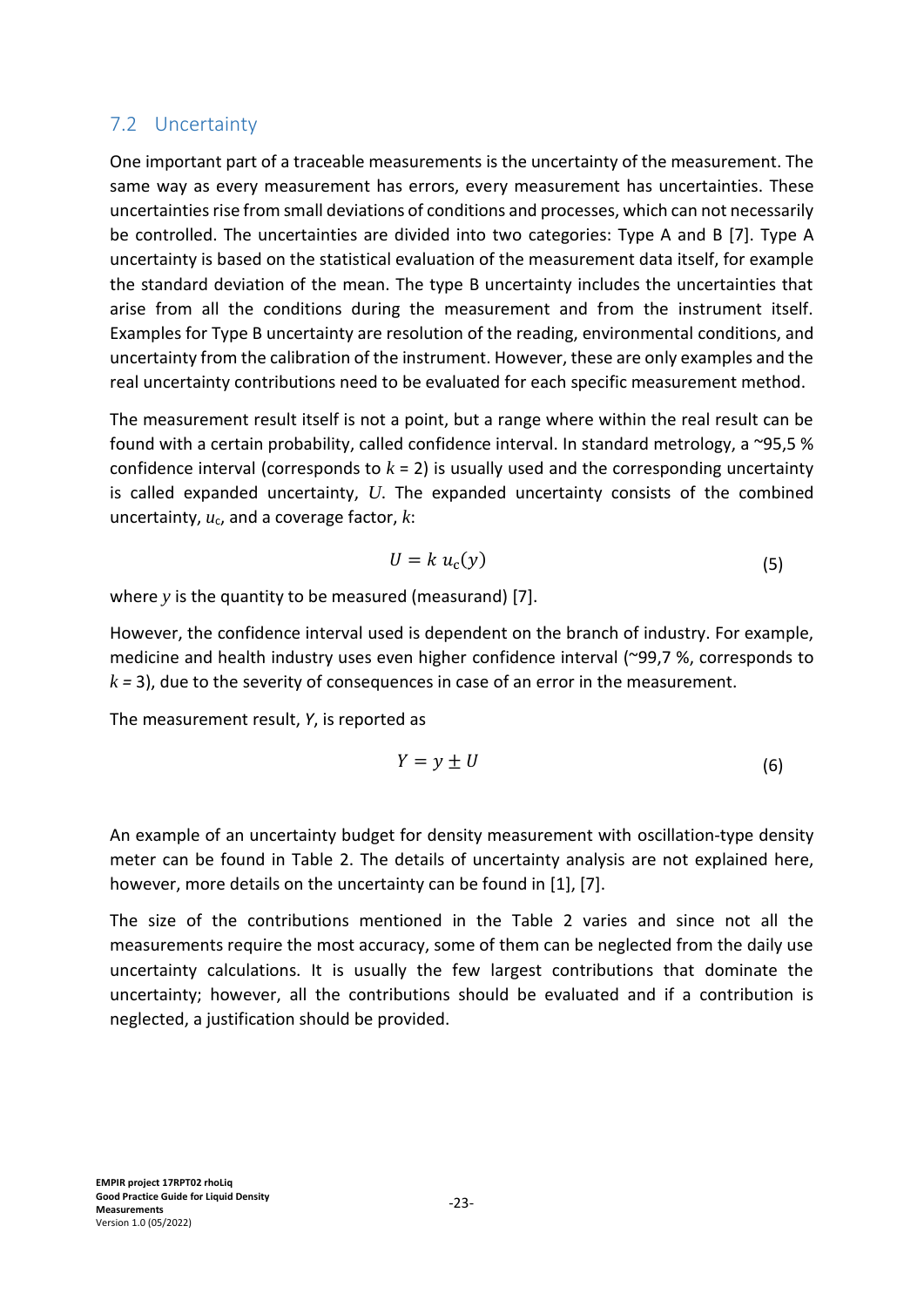## 7.2 Uncertainty

One important part of a traceable measurements is the uncertainty of the measurement. The same way as every measurement has errors, every measurement has uncertainties. These uncertainties rise from small deviations of conditions and processes, which can not necessarily be controlled. The uncertainties are divided into two categories: Type A and B [7]. Type A uncertainty is based on the statistical evaluation of the measurement data itself, for example the standard deviation of the mean. The type B uncertainty includes the uncertainties that arise from all the conditions during the measurement and from the instrument itself. Examples for Type B uncertainty are resolution of the reading, environmental conditions, and uncertainty from the calibration of the instrument. However, these are only examples and the real uncertainty contributions need to be evaluated for each specific measurement method.

The measurement result itself is not a point, but a range where within the real result can be found with a certain probability, called confidence interval. In standard metrology, a ~95,5 % confidence interval (corresponds to $k$ = 2) is usually used and the corresponding uncertainty is called expanded uncertainty, $U$. The expanded uncertainty consists of the combined uncertainty, $u_c$, and a coverage factor, $k$:

$$U = k\, u_c(y) \tag{5}$$

where $y$ is the quantity to be measured (measurand) [7].

However, the confidence interval used is dependent on the branch of industry. For example, medicine and health industry uses even higher confidence interval (~99,7 %, corresponds to $k$ = 3), due to the severity of consequences in case of an error in the measurement.

The measurement result, $Y$, is reported as

$$Y = y \pm U \tag{6}$$

An example of an uncertainty budget for density measurement with oscillation-type density meter can be found in Table 2. The details of uncertainty analysis are not explained here, however, more details on the uncertainty can be found in [1], [7].

The size of the contributions mentioned in the Table 2 varies and since not all the measurements require the most accuracy, some of them can be neglected from the daily use uncertainty calculations. It is usually the few largest contributions that dominate the uncertainty; however, all the contributions should be evaluated and if a contribution is neglected, a justification should be provided.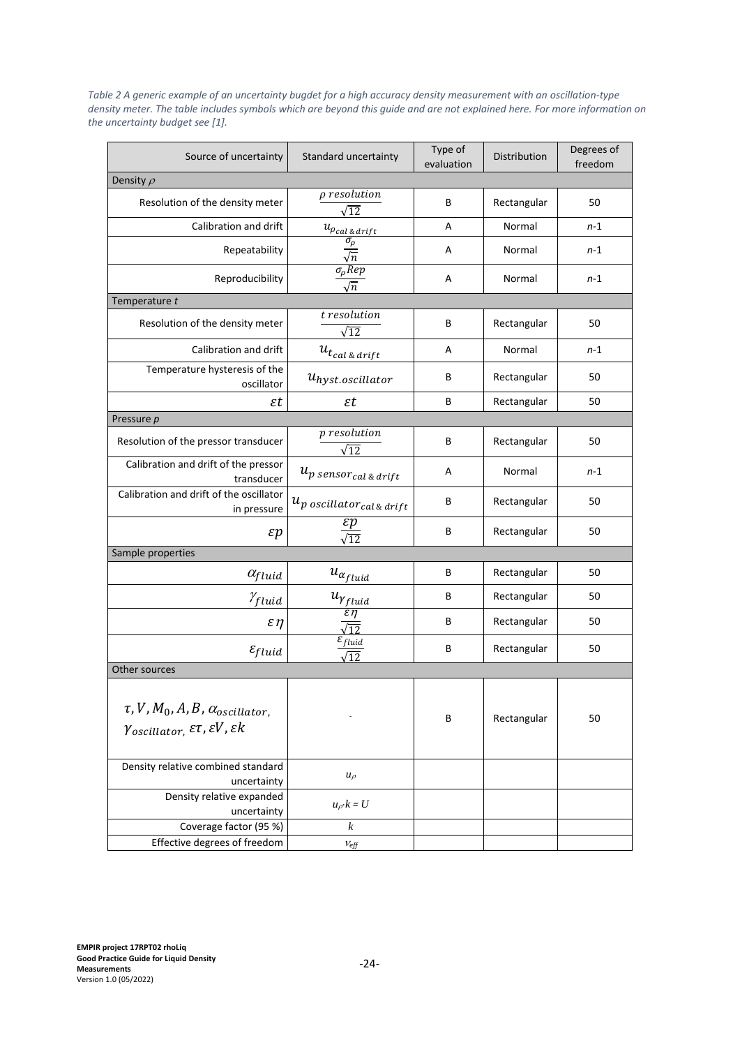*Table 2 A generic example of an uncertainty bugdet for a high accuracy density measurement with an oscillation-type density meter. The table includes symbols which are beyond this guide and are not explained here. For more information on the uncertainty budget see [1].*

| Source of uncertainty | Standard uncertainty | Type of evaluation | Distribution | Degrees of freedom |
|---|---|---|---|---|
| Density $\rho$ | | | | |
| Resolution of the density meter | $\frac{\rho\ resolution}{\sqrt{12}}$ | B | Rectangular | 50 |
| Calibration and drift | $u_{\rho_{cal\ \&\ drift}}$ | A | Normal | *n*-1 |
| Repeatability | $\frac{\sigma_\rho}{\sqrt{n}}$ | A | Normal | *n*-1 |
| Reproducibility | $\frac{\sigma_\rho Rep}{\sqrt{n}}$ | A | Normal | *n*-1 |
| Temperature *t* | | | | |
| Resolution of the density meter | $\frac{t\ resolution}{\sqrt{12}}$ | B | Rectangular | 50 |
| Calibration and drift | $u_{t_{cal\ \&\ drift}}$ | A | Normal | *n*-1 |
| Temperature hysteresis of the oscillator | $u_{hyst.oscillator}$ | B | Rectangular | 50 |
| $\varepsilon t$ | $\varepsilon t$ | B | Rectangular | 50 |
| Pressure *p* | | | | |
| Resolution of the pressor transducer | $\frac{p\ resolution}{\sqrt{12}}$ | B | Rectangular | 50 |
| Calibration and drift of the pressor transducer | $u_{p\ sensor_{cal\ \&\ drift}}$ | A | Normal | *n*-1 |
| Calibration and drift of the oscillator in pressure | $u_{p\ oscillator_{cal\ \&\ drift}}$ | B | Rectangular | 50 |
| $\varepsilon p$ | $\frac{\varepsilon p}{\sqrt{12}}$ | B | Rectangular | 50 |
| Sample properties | | | | |
| $\alpha_{fluid}$ | $u_{\alpha_{fluid}}$ | B | Rectangular | 50 |
| $\gamma_{fluid}$ | $u_{\gamma_{fluid}}$ | B | Rectangular | 50 |
| $\varepsilon\eta$ | $\frac{\varepsilon\eta}{\sqrt{12}}$ | B | Rectangular | 50 |
| $\varepsilon_{fluid}$ | $\frac{\varepsilon_{fluid}}{\sqrt{12}}$ | B | Rectangular | 50 |
| Other sources | | | | |
| $\tau, V, M_0, A, B, \alpha_{oscillator}$, $\gamma_{oscillator}$, $\varepsilon\tau, \varepsilon V, \varepsilon k$ | - | B | Rectangular | 50 |
| Density relative combined standard uncertainty | $u_\rho$ | | | |
| Density relative expanded uncertainty | $u_\rho \cdot k = U$ | | | |
| Coverage factor (95 %) | $k$ | | | |
| Effective degrees of freedom | $v_{eff}$ | | | |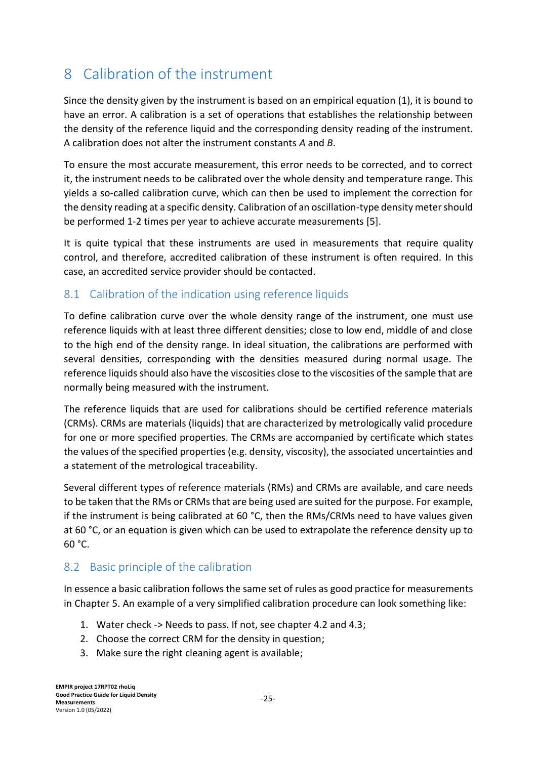# 8 Calibration of the instrument

Since the density given by the instrument is based on an empirical equation (1), it is bound to have an error. A calibration is a set of operations that establishes the relationship between the density of the reference liquid and the corresponding density reading of the instrument. A calibration does not alter the instrument constants *A* and *B*.

To ensure the most accurate measurement, this error needs to be corrected, and to correct it, the instrument needs to be calibrated over the whole density and temperature range. This yields a so-called calibration curve, which can then be used to implement the correction for the density reading at a specific density. Calibration of an oscillation-type density meter should be performed 1-2 times per year to achieve accurate measurements [5].

It is quite typical that these instruments are used in measurements that require quality control, and therefore, accredited calibration of these instrument is often required. In this case, an accredited service provider should be contacted.

## 8.1 Calibration of the indication using reference liquids

To define calibration curve over the whole density range of the instrument, one must use reference liquids with at least three different densities; close to low end, middle of and close to the high end of the density range. In ideal situation, the calibrations are performed with several densities, corresponding with the densities measured during normal usage. The reference liquids should also have the viscosities close to the viscosities of the sample that are normally being measured with the instrument.

The reference liquids that are used for calibrations should be certified reference materials (CRMs). CRMs are materials (liquids) that are characterized by metrologically valid procedure for one or more specified properties. The CRMs are accompanied by certificate which states the values of the specified properties (e.g. density, viscosity), the associated uncertainties and a statement of the metrological traceability.

Several different types of reference materials (RMs) and CRMs are available, and care needs to be taken that the RMs or CRMs that are being used are suited for the purpose. For example, if the instrument is being calibrated at 60 °C, then the RMs/CRMs need to have values given at 60 °C, or an equation is given which can be used to extrapolate the reference density up to 60 °C.

## 8.2 Basic principle of the calibration

In essence a basic calibration follows the same set of rules as good practice for measurements in Chapter 5. An example of a very simplified calibration procedure can look something like:

1. Water check -> Needs to pass. If not, see chapter 4.2 and 4.3;
2. Choose the correct CRM for the density in question;
3. Make sure the right cleaning agent is available;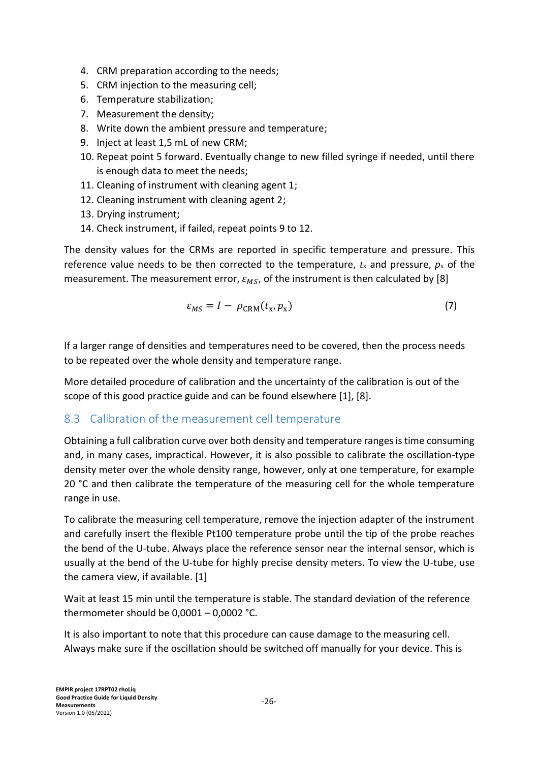4. CRM preparation according to the needs;
5. CRM injection to the measuring cell;
6. Temperature stabilization;
7. Measurement the density;
8. Write down the ambient pressure and temperature;
9. Inject at least 1,5 mL of new CRM;
10. Repeat point 5 forward. Eventually change to new filled syringe if needed, until there is enough data to meet the needs;
11. Cleaning of instrument with cleaning agent 1;
12. Cleaning instrument with cleaning agent 2;
13. Drying instrument;
14. Check instrument, if failed, repeat points 9 to 12.

The density values for the CRMs are reported in specific temperature and pressure. This reference value needs to be then corrected to the temperature, $t_x$ and pressure, $p_x$ of the measurement. The measurement error, $\varepsilon_{MS}$, of the instrument is then calculated by [8]

$$\varepsilon_{MS} = I - \rho_{\mathrm{CRM}}(t_x, p_x) \tag{7}$$

If a larger range of densities and temperatures need to be covered, then the process needs to be repeated over the whole density and temperature range.

More detailed procedure of calibration and the uncertainty of the calibration is out of the scope of this good practice guide and can be found elsewhere [1], [8].

## 8.3 Calibration of the measurement cell temperature

Obtaining a full calibration curve over both density and temperature ranges is time consuming and, in many cases, impractical. However, it is also possible to calibrate the oscillation-type density meter over the whole density range, however, only at one temperature, for example 20 °C and then calibrate the temperature of the measuring cell for the whole temperature range in use.

To calibrate the measuring cell temperature, remove the injection adapter of the instrument and carefully insert the flexible Pt100 temperature probe until the tip of the probe reaches the bend of the U-tube. Always place the reference sensor near the internal sensor, which is usually at the bend of the U-tube for highly precise density meters. To view the U-tube, use the camera view, if available. [1]

Wait at least 15 min until the temperature is stable. The standard deviation of the reference thermometer should be 0,0001 – 0,0002 °C.

It is also important to note that this procedure can cause damage to the measuring cell. Always make sure if the oscillation should be switched off manually for your device. This is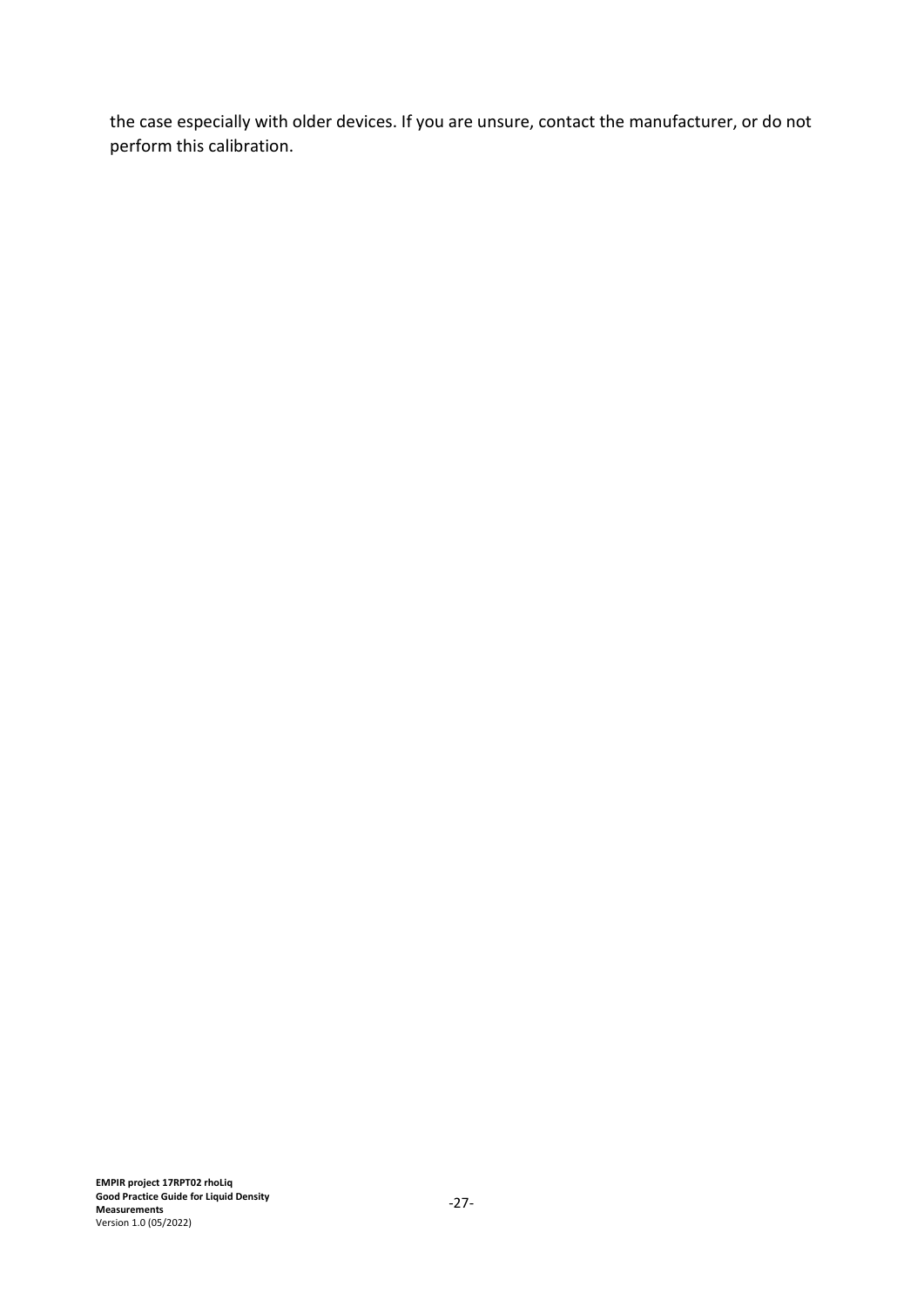the case especially with older devices. If you are unsure, contact the manufacturer, or do not perform this calibration.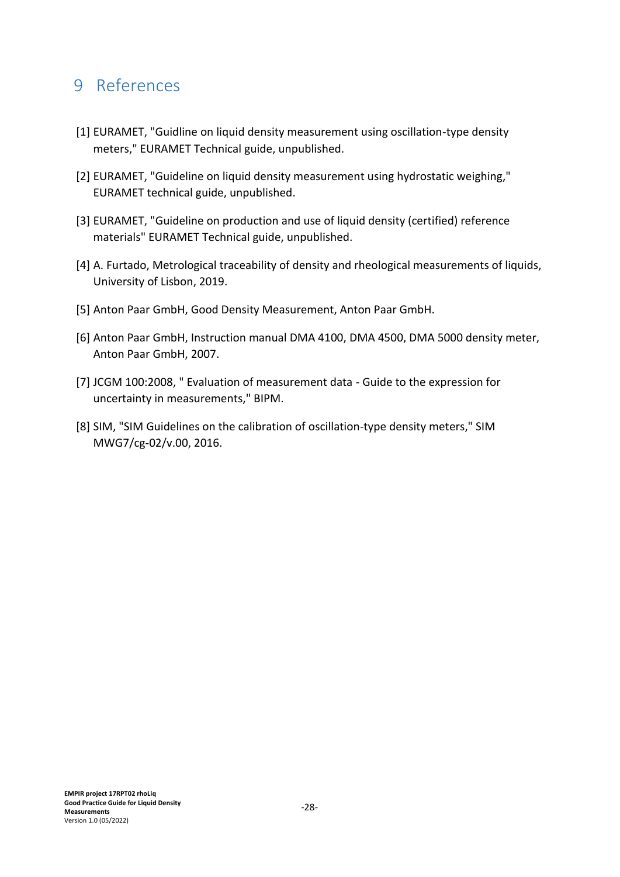# 9 References

[1] EURAMET, "Guidline on liquid density measurement using oscillation-type density meters," EURAMET Technical guide, unpublished.

[2] EURAMET, "Guideline on liquid density measurement using hydrostatic weighing," EURAMET technical guide, unpublished.

[3] EURAMET, "Guideline on production and use of liquid density (certified) reference materials" EURAMET Technical guide, unpublished.

[4] A. Furtado, Metrological traceability of density and rheological measurements of liquids, University of Lisbon, 2019.

[5] Anton Paar GmbH, Good Density Measurement, Anton Paar GmbH.

[6] Anton Paar GmbH, Instruction manual DMA 4100, DMA 4500, DMA 5000 density meter, Anton Paar GmbH, 2007.

[7] JCGM 100:2008, " Evaluation of measurement data - Guide to the expression for uncertainty in measurements," BIPM.

[8] SIM, "SIM Guidelines on the calibration of oscillation-type density meters," SIM MWG7/cg-02/v.00, 2016.